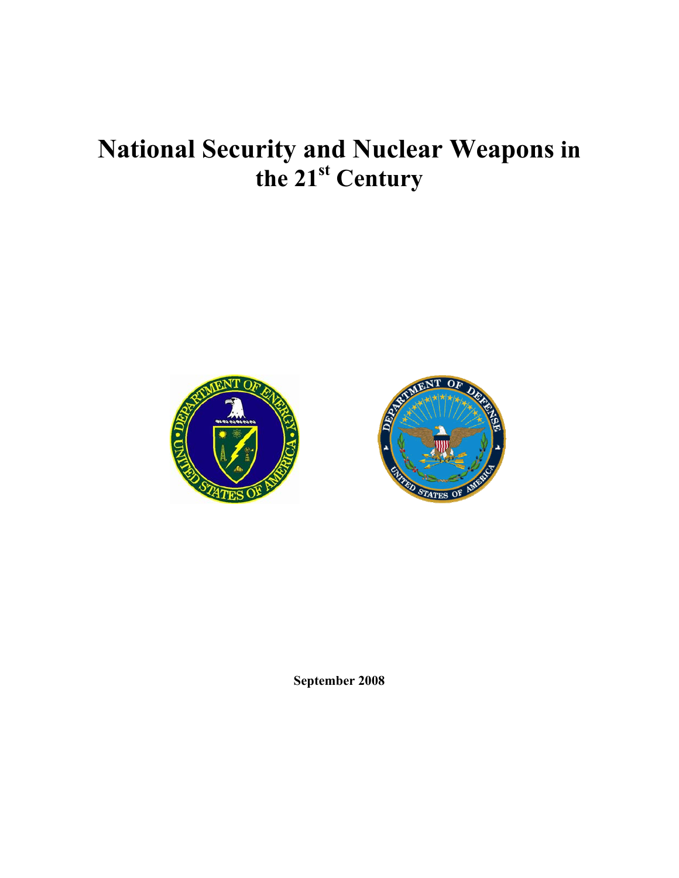# National Security and Nuclear Weapons in the 21st Century

**September 2008**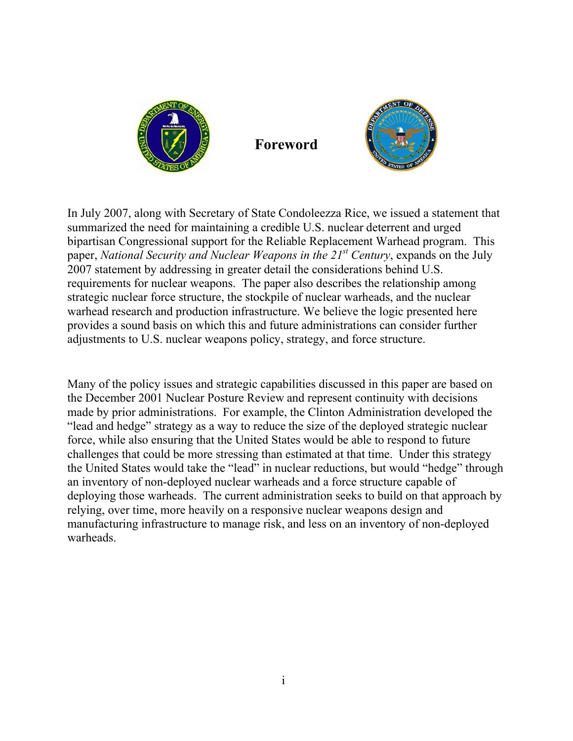# Foreword

In July 2007, along with Secretary of State Condoleezza Rice, we issued a statement that summarized the need for maintaining a credible U.S. nuclear deterrent and urged bipartisan Congressional support for the Reliable Replacement Warhead program. This paper, *National Security and Nuclear Weapons in the 21st Century*, expands on the July 2007 statement by addressing in greater detail the considerations behind U.S. requirements for nuclear weapons. The paper also describes the relationship among strategic nuclear force structure, the stockpile of nuclear warheads, and the nuclear warhead research and production infrastructure. We believe the logic presented here provides a sound basis on which this and future administrations can consider further adjustments to U.S. nuclear weapons policy, strategy, and force structure.

Many of the policy issues and strategic capabilities discussed in this paper are based on the December 2001 Nuclear Posture Review and represent continuity with decisions made by prior administrations. For example, the Clinton Administration developed the "lead and hedge" strategy as a way to reduce the size of the deployed strategic nuclear force, while also ensuring that the United States would be able to respond to future challenges that could be more stressing than estimated at that time. Under this strategy the United States would take the "lead" in nuclear reductions, but would "hedge" through an inventory of non-deployed nuclear warheads and a force structure capable of deploying those warheads. The current administration seeks to build on that approach by relying, over time, more heavily on a responsive nuclear weapons design and manufacturing infrastructure to manage risk, and less on an inventory of non-deployed warheads.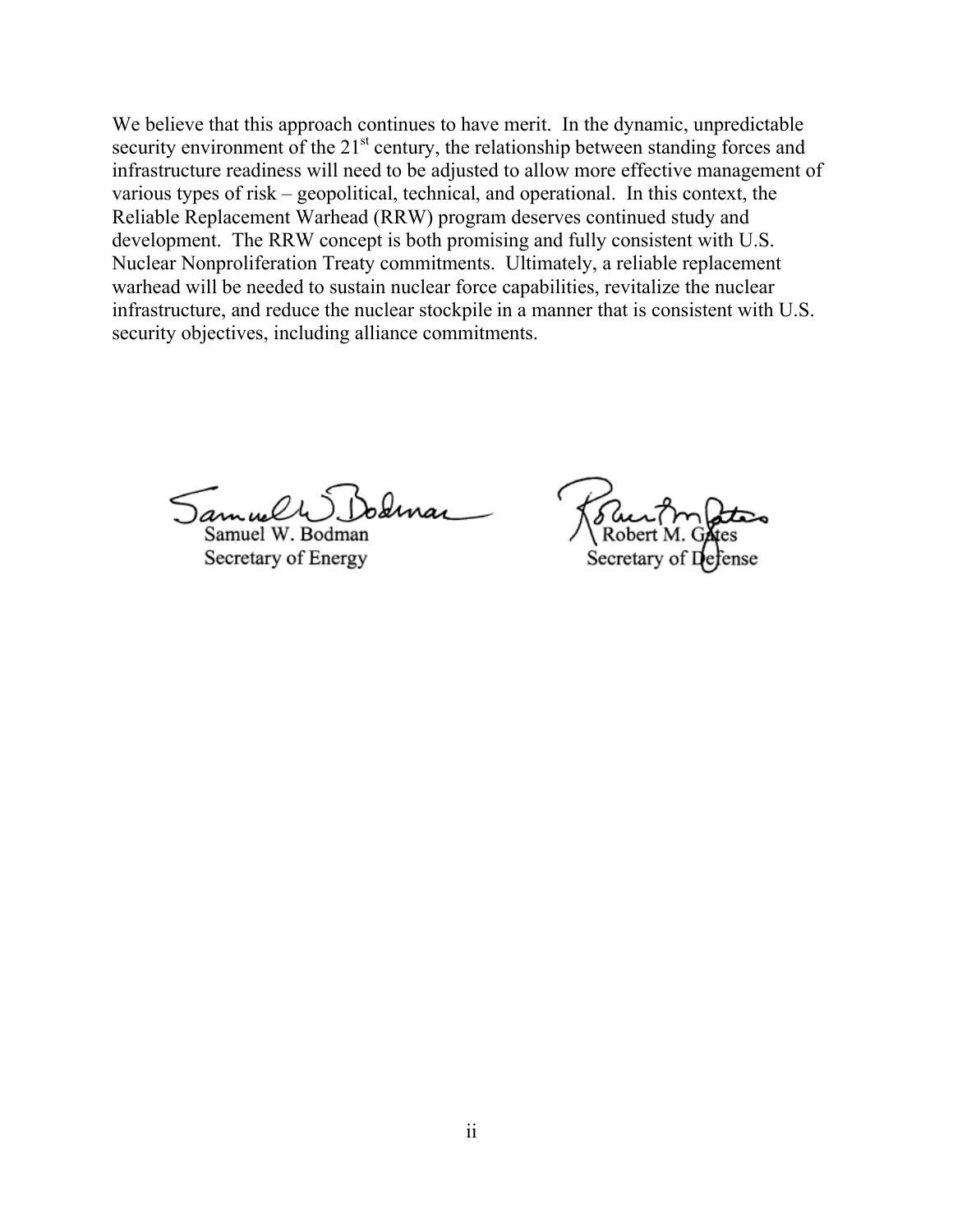We believe that this approach continues to have merit. In the dynamic, unpredictable security environment of the 21st century, the relationship between standing forces and infrastructure readiness will need to be adjusted to allow more effective management of various types of risk – geopolitical, technical, and operational. In this context, the Reliable Replacement Warhead (RRW) program deserves continued study and development. The RRW concept is both promising and fully consistent with U.S. Nuclear Nonproliferation Treaty commitments. Ultimately, a reliable replacement warhead will be needed to sustain nuclear force capabilities, revitalize the nuclear infrastructure, and reduce the nuclear stockpile in a manner that is consistent with U.S. security objectives, including alliance commitments.

Samuel W. Bodman
Secretary of Energy

Robert M. Gates
Secretary of Defense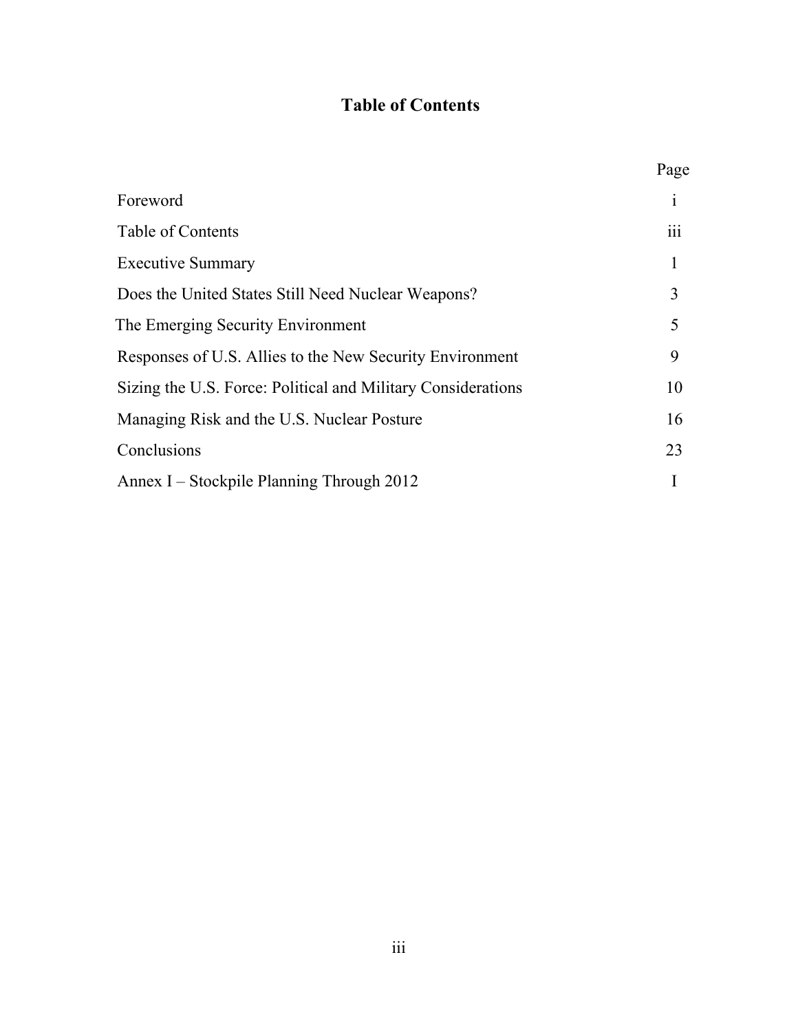# Table of Contents

| | Page |
|---|---|
| Foreword | i |
| Table of Contents | iii |
| Executive Summary | 1 |
| Does the United States Still Need Nuclear Weapons? | 3 |
| The Emerging Security Environment | 5 |
| Responses of U.S. Allies to the New Security Environment | 9 |
| Sizing the U.S. Force: Political and Military Considerations | 10 |
| Managing Risk and the U.S. Nuclear Posture | 16 |
| Conclusions | 23 |
| Annex I – Stockpile Planning Through 2012 | I |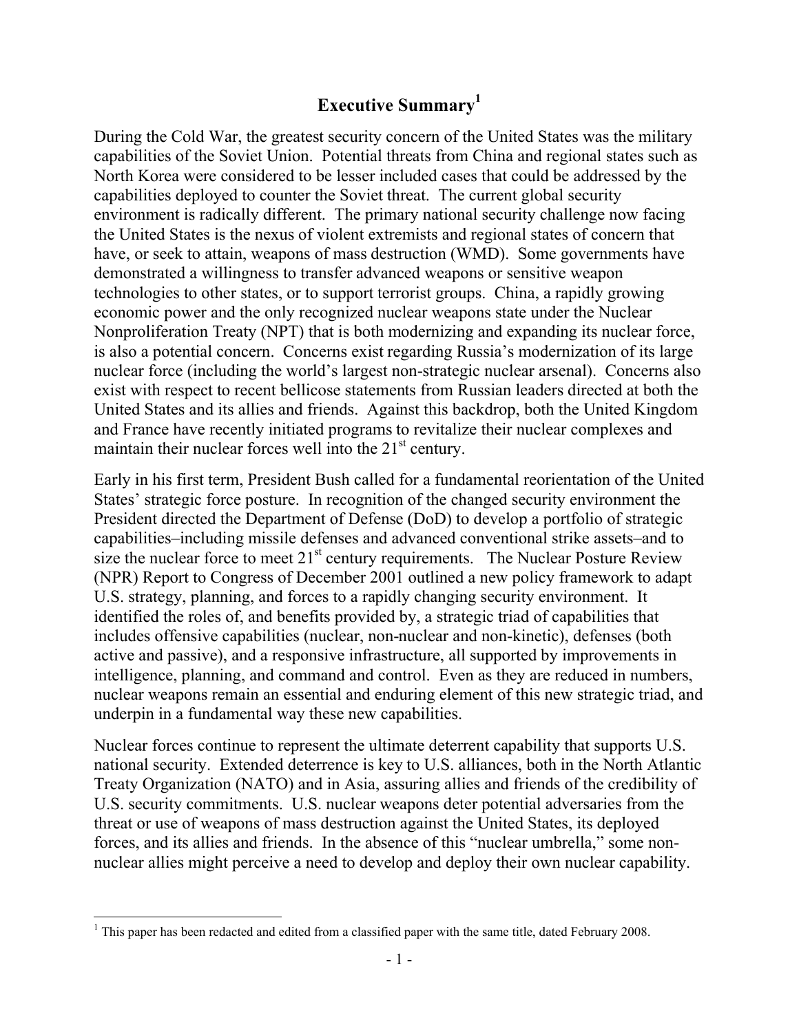# Executive Summary[1]

During the Cold War, the greatest security concern of the United States was the military capabilities of the Soviet Union. Potential threats from China and regional states such as North Korea were considered to be lesser included cases that could be addressed by the capabilities deployed to counter the Soviet threat. The current global security environment is radically different. The primary national security challenge now facing the United States is the nexus of violent extremists and regional states of concern that have, or seek to attain, weapons of mass destruction (WMD). Some governments have demonstrated a willingness to transfer advanced weapons or sensitive weapon technologies to other states, or to support terrorist groups. China, a rapidly growing economic power and the only recognized nuclear weapons state under the Nuclear Nonproliferation Treaty (NPT) that is both modernizing and expanding its nuclear force, is also a potential concern. Concerns exist regarding Russia's modernization of its large nuclear force (including the world's largest non-strategic nuclear arsenal). Concerns also exist with respect to recent bellicose statements from Russian leaders directed at both the United States and its allies and friends. Against this backdrop, both the United Kingdom and France have recently initiated programs to revitalize their nuclear complexes and maintain their nuclear forces well into the 21st century.

Early in his first term, President Bush called for a fundamental reorientation of the United States' strategic force posture. In recognition of the changed security environment the President directed the Department of Defense (DoD) to develop a portfolio of strategic capabilities–including missile defenses and advanced conventional strike assets–and to size the nuclear force to meet 21st century requirements. The Nuclear Posture Review (NPR) Report to Congress of December 2001 outlined a new policy framework to adapt U.S. strategy, planning, and forces to a rapidly changing security environment. It identified the roles of, and benefits provided by, a strategic triad of capabilities that includes offensive capabilities (nuclear, non-nuclear and non-kinetic), defenses (both active and passive), and a responsive infrastructure, all supported by improvements in intelligence, planning, and command and control. Even as they are reduced in numbers, nuclear weapons remain an essential and enduring element of this new strategic triad, and underpin in a fundamental way these new capabilities.

Nuclear forces continue to represent the ultimate deterrent capability that supports U.S. national security. Extended deterrence is key to U.S. alliances, both in the North Atlantic Treaty Organization (NATO) and in Asia, assuring allies and friends of the credibility of U.S. security commitments. U.S. nuclear weapons deter potential adversaries from the threat or use of weapons of mass destruction against the United States, its deployed forces, and its allies and friends. In the absence of this "nuclear umbrella," some non-nuclear allies might perceive a need to develop and deploy their own nuclear capability.

---

[1] This paper has been redacted and edited from a classified paper with the same title, dated February 2008.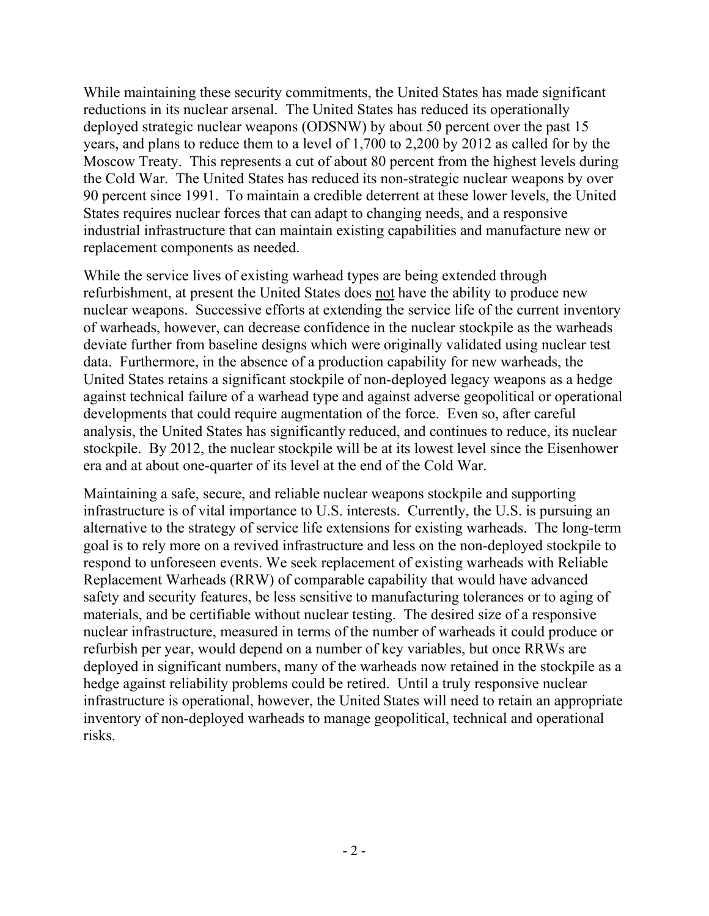While maintaining these security commitments, the United States has made significant reductions in its nuclear arsenal. The United States has reduced its operationally deployed strategic nuclear weapons (ODSNW) by about 50 percent over the past 15 years, and plans to reduce them to a level of 1,700 to 2,200 by 2012 as called for by the Moscow Treaty. This represents a cut of about 80 percent from the highest levels during the Cold War. The United States has reduced its non-strategic nuclear weapons by over 90 percent since 1991. To maintain a credible deterrent at these lower levels, the United States requires nuclear forces that can adapt to changing needs, and a responsive industrial infrastructure that can maintain existing capabilities and manufacture new or replacement components as needed.

While the service lives of existing warhead types are being extended through refurbishment, at present the United States does <u>not</u> have the ability to produce new nuclear weapons. Successive efforts at extending the service life of the current inventory of warheads, however, can decrease confidence in the nuclear stockpile as the warheads deviate further from baseline designs which were originally validated using nuclear test data. Furthermore, in the absence of a production capability for new warheads, the United States retains a significant stockpile of non-deployed legacy weapons as a hedge against technical failure of a warhead type and against adverse geopolitical or operational developments that could require augmentation of the force. Even so, after careful analysis, the United States has significantly reduced, and continues to reduce, its nuclear stockpile. By 2012, the nuclear stockpile will be at its lowest level since the Eisenhower era and at about one-quarter of its level at the end of the Cold War.

Maintaining a safe, secure, and reliable nuclear weapons stockpile and supporting infrastructure is of vital importance to U.S. interests. Currently, the U.S. is pursuing an alternative to the strategy of service life extensions for existing warheads. The long-term goal is to rely more on a revived infrastructure and less on the non-deployed stockpile to respond to unforeseen events. We seek replacement of existing warheads with Reliable Replacement Warheads (RRW) of comparable capability that would have advanced safety and security features, be less sensitive to manufacturing tolerances or to aging of materials, and be certifiable without nuclear testing. The desired size of a responsive nuclear infrastructure, measured in terms of the number of warheads it could produce or refurbish per year, would depend on a number of key variables, but once RRWs are deployed in significant numbers, many of the warheads now retained in the stockpile as a hedge against reliability problems could be retired. Until a truly responsive nuclear infrastructure is operational, however, the United States will need to retain an appropriate inventory of non-deployed warheads to manage geopolitical, technical and operational risks.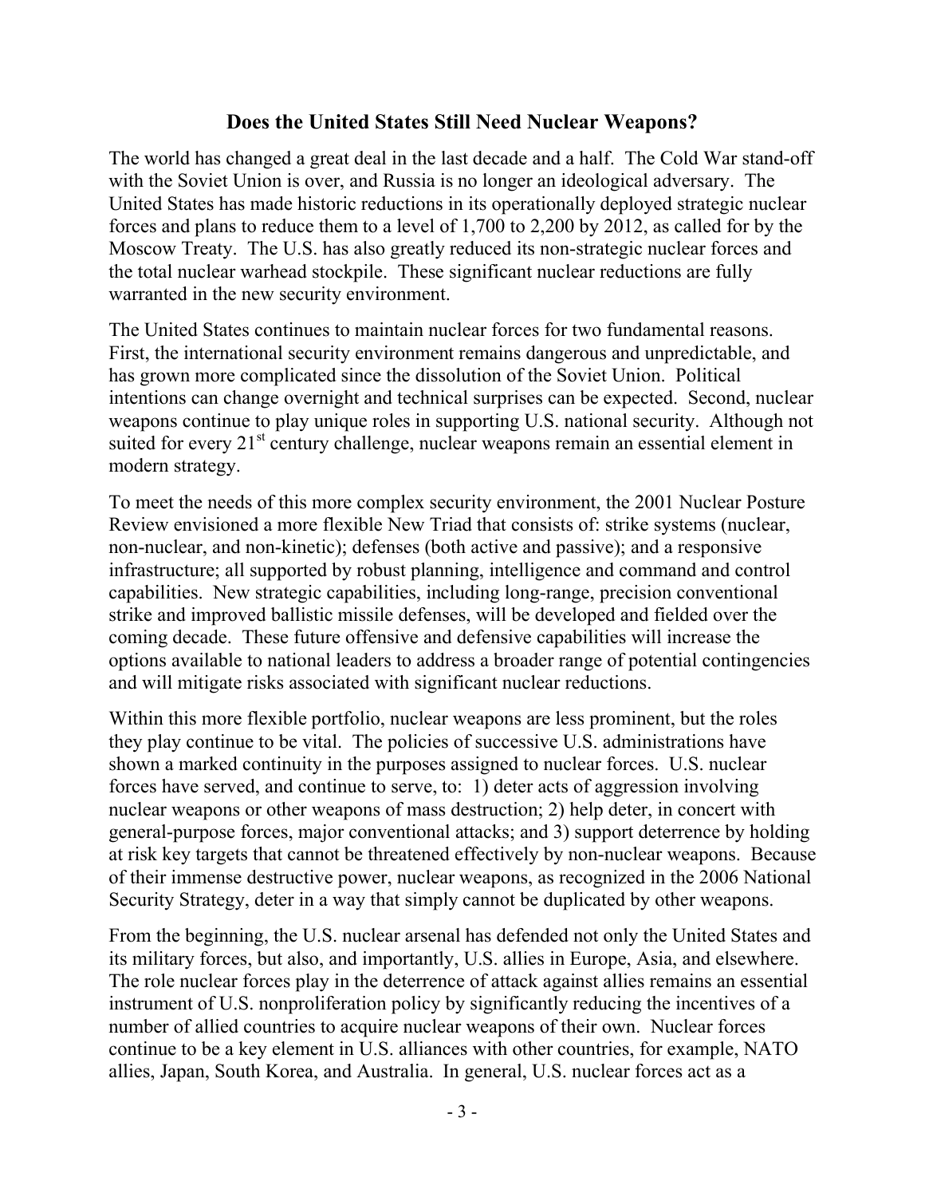## Does the United States Still Need Nuclear Weapons?

The world has changed a great deal in the last decade and a half. The Cold War stand-off with the Soviet Union is over, and Russia is no longer an ideological adversary. The United States has made historic reductions in its operationally deployed strategic nuclear forces and plans to reduce them to a level of 1,700 to 2,200 by 2012, as called for by the Moscow Treaty. The U.S. has also greatly reduced its non-strategic nuclear forces and the total nuclear warhead stockpile. These significant nuclear reductions are fully warranted in the new security environment.

The United States continues to maintain nuclear forces for two fundamental reasons. First, the international security environment remains dangerous and unpredictable, and has grown more complicated since the dissolution of the Soviet Union. Political intentions can change overnight and technical surprises can be expected. Second, nuclear weapons continue to play unique roles in supporting U.S. national security. Although not suited for every 21st century challenge, nuclear weapons remain an essential element in modern strategy.

To meet the needs of this more complex security environment, the 2001 Nuclear Posture Review envisioned a more flexible New Triad that consists of: strike systems (nuclear, non-nuclear, and non-kinetic); defenses (both active and passive); and a responsive infrastructure; all supported by robust planning, intelligence and command and control capabilities. New strategic capabilities, including long-range, precision conventional strike and improved ballistic missile defenses, will be developed and fielded over the coming decade. These future offensive and defensive capabilities will increase the options available to national leaders to address a broader range of potential contingencies and will mitigate risks associated with significant nuclear reductions.

Within this more flexible portfolio, nuclear weapons are less prominent, but the roles they play continue to be vital. The policies of successive U.S. administrations have shown a marked continuity in the purposes assigned to nuclear forces. U.S. nuclear forces have served, and continue to serve, to: 1) deter acts of aggression involving nuclear weapons or other weapons of mass destruction; 2) help deter, in concert with general-purpose forces, major conventional attacks; and 3) support deterrence by holding at risk key targets that cannot be threatened effectively by non-nuclear weapons. Because of their immense destructive power, nuclear weapons, as recognized in the 2006 National Security Strategy, deter in a way that simply cannot be duplicated by other weapons.

From the beginning, the U.S. nuclear arsenal has defended not only the United States and its military forces, but also, and importantly, U.S. allies in Europe, Asia, and elsewhere. The role nuclear forces play in the deterrence of attack against allies remains an essential instrument of U.S. nonproliferation policy by significantly reducing the incentives of a number of allied countries to acquire nuclear weapons of their own. Nuclear forces continue to be a key element in U.S. alliances with other countries, for example, NATO allies, Japan, South Korea, and Australia. In general, U.S. nuclear forces act as a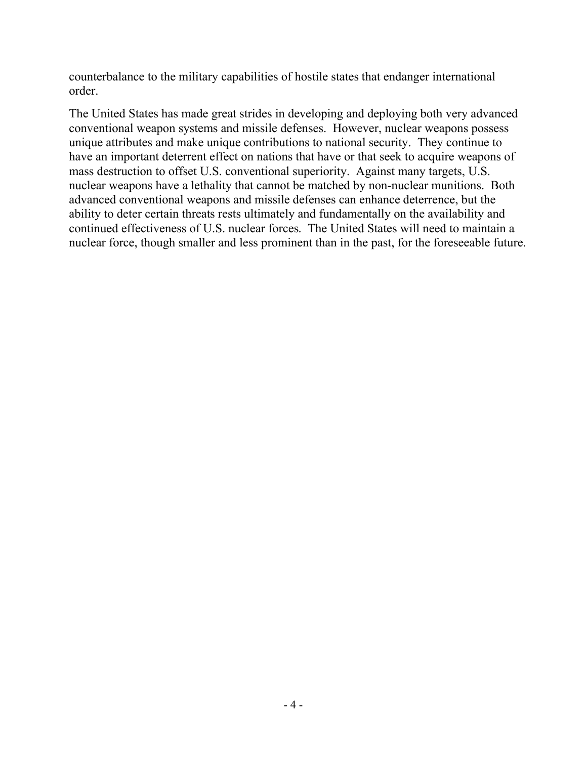counterbalance to the military capabilities of hostile states that endanger international order.

The United States has made great strides in developing and deploying both very advanced conventional weapon systems and missile defenses. However, nuclear weapons possess unique attributes and make unique contributions to national security. They continue to have an important deterrent effect on nations that have or that seek to acquire weapons of mass destruction to offset U.S. conventional superiority. Against many targets, U.S. nuclear weapons have a lethality that cannot be matched by non-nuclear munitions. Both advanced conventional weapons and missile defenses can enhance deterrence, but the ability to deter certain threats rests ultimately and fundamentally on the availability and continued effectiveness of U.S. nuclear forces. The United States will need to maintain a nuclear force, though smaller and less prominent than in the past, for the foreseeable future.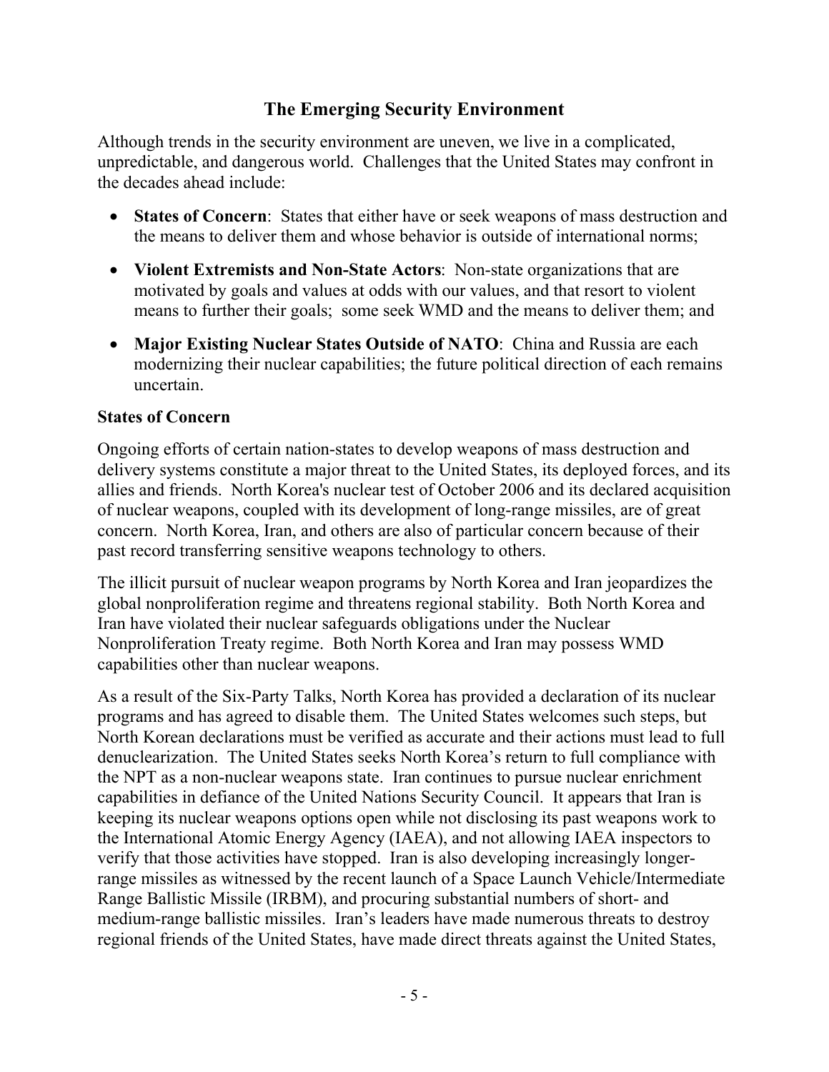## The Emerging Security Environment

Although trends in the security environment are uneven, we live in a complicated, unpredictable, and dangerous world. Challenges that the United States may confront in the decades ahead include:

- **States of Concern**: States that either have or seek weapons of mass destruction and the means to deliver them and whose behavior is outside of international norms;
- **Violent Extremists and Non-State Actors**: Non-state organizations that are motivated by goals and values at odds with our values, and that resort to violent means to further their goals; some seek WMD and the means to deliver them; and
- **Major Existing Nuclear States Outside of NATO**: China and Russia are each modernizing their nuclear capabilities; the future political direction of each remains uncertain.

### States of Concern

Ongoing efforts of certain nation-states to develop weapons of mass destruction and delivery systems constitute a major threat to the United States, its deployed forces, and its allies and friends. North Korea's nuclear test of October 2006 and its declared acquisition of nuclear weapons, coupled with its development of long-range missiles, are of great concern. North Korea, Iran, and others are also of particular concern because of their past record transferring sensitive weapons technology to others.

The illicit pursuit of nuclear weapon programs by North Korea and Iran jeopardizes the global nonproliferation regime and threatens regional stability. Both North Korea and Iran have violated their nuclear safeguards obligations under the Nuclear Nonproliferation Treaty regime. Both North Korea and Iran may possess WMD capabilities other than nuclear weapons.

As a result of the Six-Party Talks, North Korea has provided a declaration of its nuclear programs and has agreed to disable them. The United States welcomes such steps, but North Korean declarations must be verified as accurate and their actions must lead to full denuclearization. The United States seeks North Korea's return to full compliance with the NPT as a non-nuclear weapons state. Iran continues to pursue nuclear enrichment capabilities in defiance of the United Nations Security Council. It appears that Iran is keeping its nuclear weapons options open while not disclosing its past weapons work to the International Atomic Energy Agency (IAEA), and not allowing IAEA inspectors to verify that those activities have stopped. Iran is also developing increasingly longer-range missiles as witnessed by the recent launch of a Space Launch Vehicle/Intermediate Range Ballistic Missile (IRBM), and procuring substantial numbers of short- and medium-range ballistic missiles. Iran's leaders have made numerous threats to destroy regional friends of the United States, have made direct threats against the United States,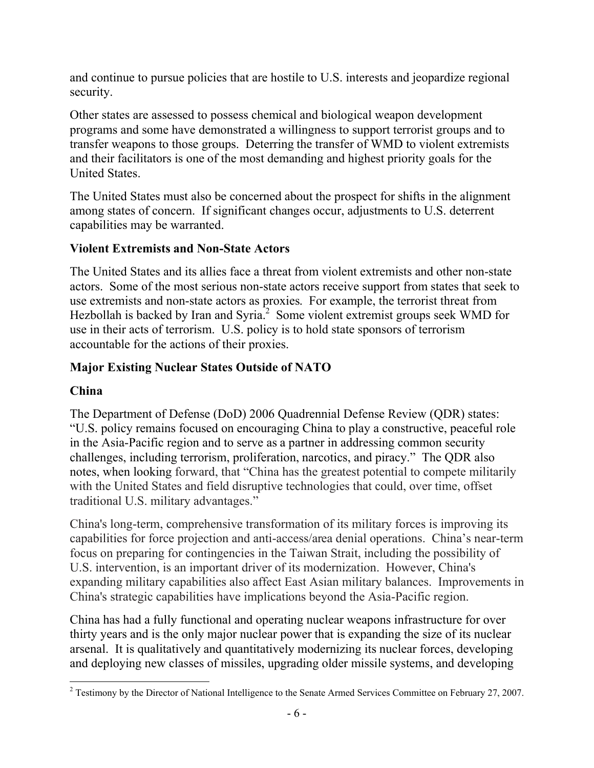and continue to pursue policies that are hostile to U.S. interests and jeopardize regional security.

Other states are assessed to possess chemical and biological weapon development programs and some have demonstrated a willingness to support terrorist groups and to transfer weapons to those groups. Deterring the transfer of WMD to violent extremists and their facilitators is one of the most demanding and highest priority goals for the United States.

The United States must also be concerned about the prospect for shifts in the alignment among states of concern. If significant changes occur, adjustments to U.S. deterrent capabilities may be warranted.

### Violent Extremists and Non-State Actors

The United States and its allies face a threat from violent extremists and other non-state actors. Some of the most serious non-state actors receive support from states that seek to use extremists and non-state actors as proxies. For example, the terrorist threat from Hezbollah is backed by Iran and Syria.[2] Some violent extremist groups seek WMD for use in their acts of terrorism. U.S. policy is to hold state sponsors of terrorism accountable for the actions of their proxies.

### Major Existing Nuclear States Outside of NATO

### China

The Department of Defense (DoD) 2006 Quadrennial Defense Review (QDR) states: "U.S. policy remains focused on encouraging China to play a constructive, peaceful role in the Asia-Pacific region and to serve as a partner in addressing common security challenges, including terrorism, proliferation, narcotics, and piracy." The QDR also notes, when looking forward, that "China has the greatest potential to compete militarily with the United States and field disruptive technologies that could, over time, offset traditional U.S. military advantages."

China's long-term, comprehensive transformation of its military forces is improving its capabilities for force projection and anti-access/area denial operations. China's near-term focus on preparing for contingencies in the Taiwan Strait, including the possibility of U.S. intervention, is an important driver of its modernization. However, China's expanding military capabilities also affect East Asian military balances. Improvements in China's strategic capabilities have implications beyond the Asia-Pacific region.

China has had a fully functional and operating nuclear weapons infrastructure for over thirty years and is the only major nuclear power that is expanding the size of its nuclear arsenal. It is qualitatively and quantitatively modernizing its nuclear forces, developing and deploying new classes of missiles, upgrading older missile systems, and developing

[2] Testimony by the Director of National Intelligence to the Senate Armed Services Committee on February 27, 2007.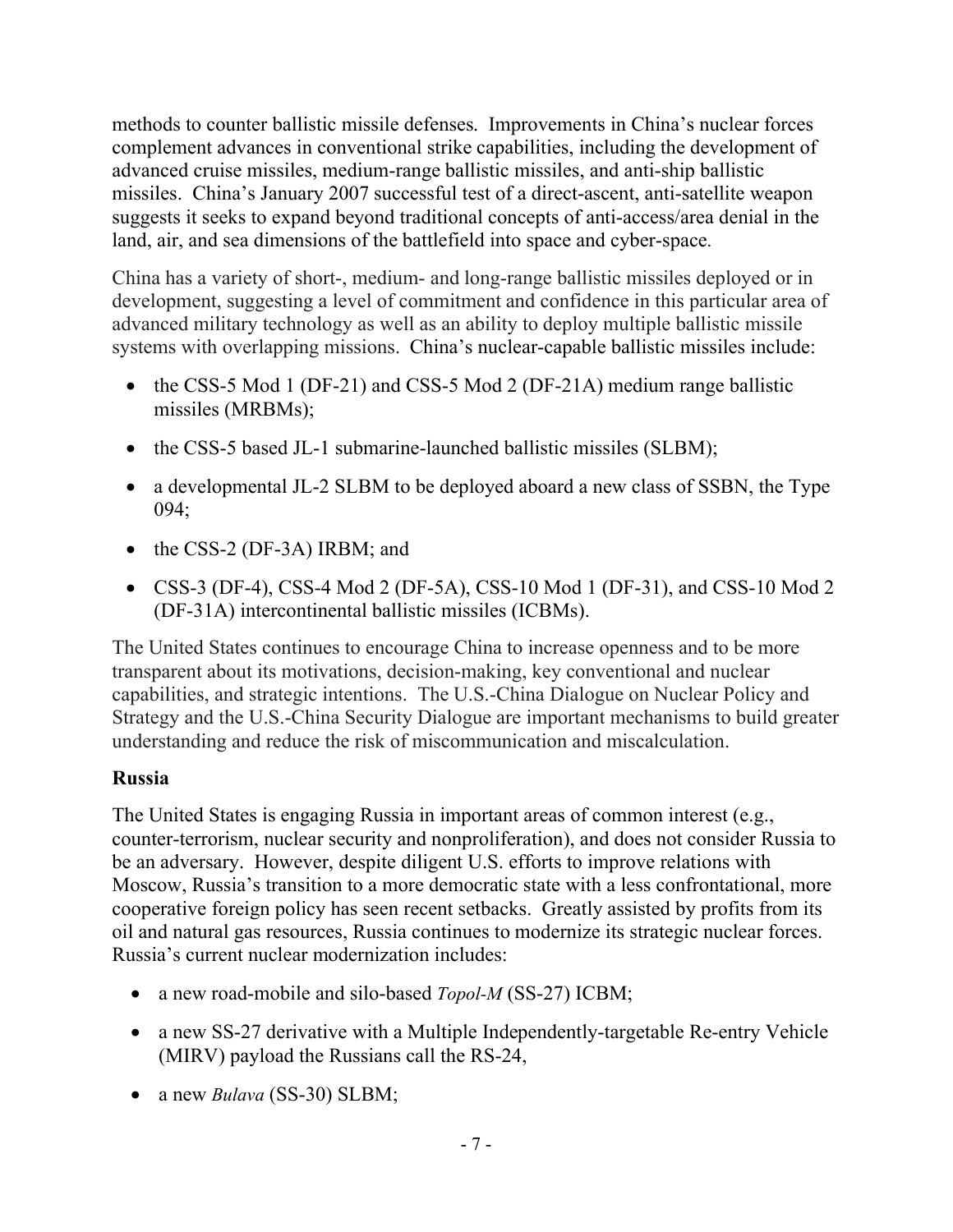methods to counter ballistic missile defenses. Improvements in China's nuclear forces complement advances in conventional strike capabilities, including the development of advanced cruise missiles, medium-range ballistic missiles, and anti-ship ballistic missiles. China's January 2007 successful test of a direct-ascent, anti-satellite weapon suggests it seeks to expand beyond traditional concepts of anti-access/area denial in the land, air, and sea dimensions of the battlefield into space and cyber-space.

China has a variety of short-, medium- and long-range ballistic missiles deployed or in development, suggesting a level of commitment and confidence in this particular area of advanced military technology as well as an ability to deploy multiple ballistic missile systems with overlapping missions. China's nuclear-capable ballistic missiles include:

- the CSS-5 Mod 1 (DF-21) and CSS-5 Mod 2 (DF-21A) medium range ballistic missiles (MRBMs);
- the CSS-5 based JL-1 submarine-launched ballistic missiles (SLBM);
- a developmental JL-2 SLBM to be deployed aboard a new class of SSBN, the Type 094;
- the CSS-2 (DF-3A) IRBM; and
- CSS-3 (DF-4), CSS-4 Mod 2 (DF-5A), CSS-10 Mod 1 (DF-31), and CSS-10 Mod 2 (DF-31A) intercontinental ballistic missiles (ICBMs).

The United States continues to encourage China to increase openness and to be more transparent about its motivations, decision-making, key conventional and nuclear capabilities, and strategic intentions. The U.S.-China Dialogue on Nuclear Policy and Strategy and the U.S.-China Security Dialogue are important mechanisms to build greater understanding and reduce the risk of miscommunication and miscalculation.

**Russia**

The United States is engaging Russia in important areas of common interest (e.g., counter-terrorism, nuclear security and nonproliferation), and does not consider Russia to be an adversary. However, despite diligent U.S. efforts to improve relations with Moscow, Russia's transition to a more democratic state with a less confrontational, more cooperative foreign policy has seen recent setbacks. Greatly assisted by profits from its oil and natural gas resources, Russia continues to modernize its strategic nuclear forces. Russia's current nuclear modernization includes:

- a new road-mobile and silo-based *Topol-M* (SS-27) ICBM;
- a new SS-27 derivative with a Multiple Independently-targetable Re-entry Vehicle (MIRV) payload the Russians call the RS-24,
- a new *Bulava* (SS-30) SLBM;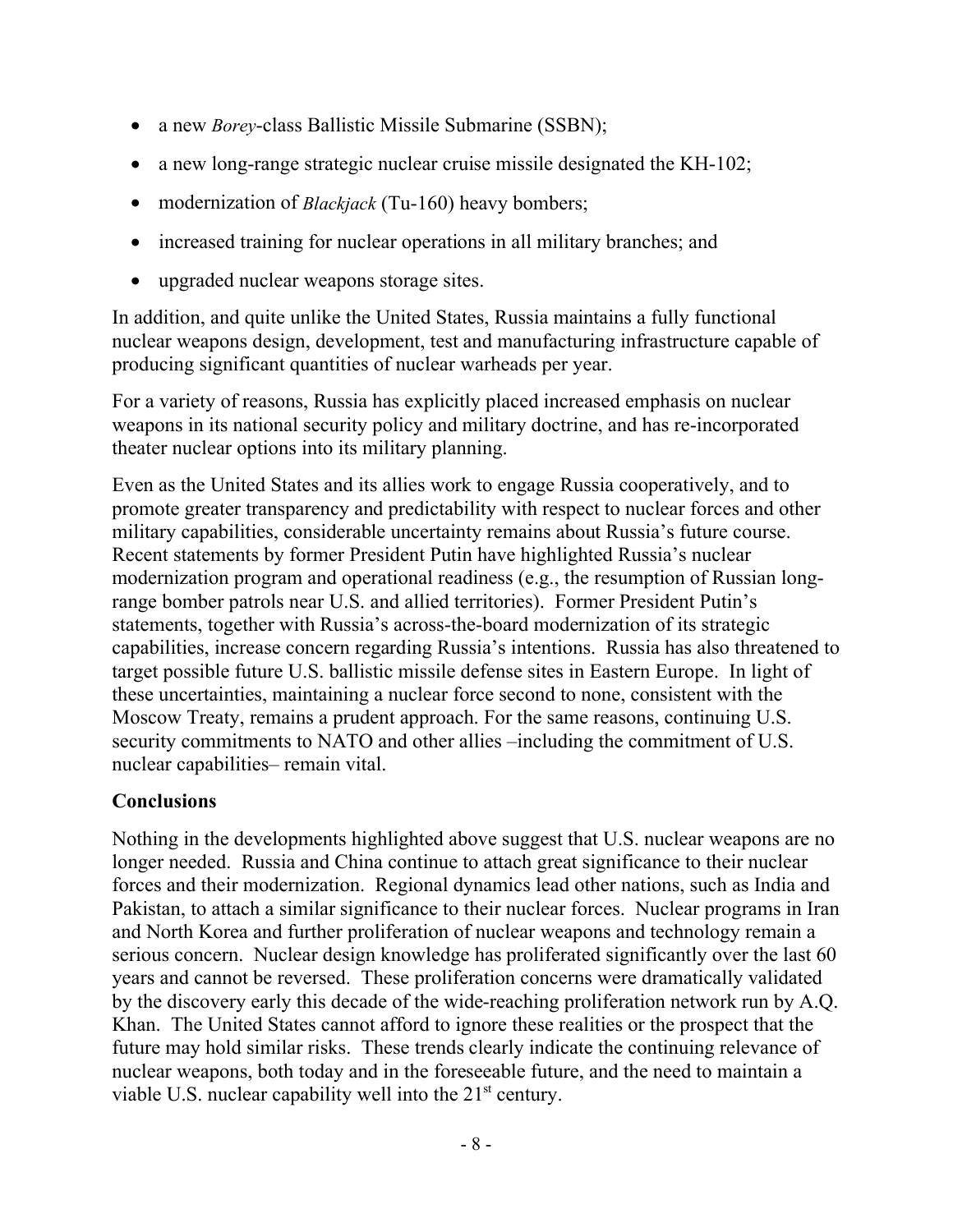- a new *Borey*-class Ballistic Missile Submarine (SSBN);
- a new long-range strategic nuclear cruise missile designated the KH-102;
- modernization of *Blackjack* (Tu-160) heavy bombers;
- increased training for nuclear operations in all military branches; and
- upgraded nuclear weapons storage sites.

In addition, and quite unlike the United States, Russia maintains a fully functional nuclear weapons design, development, test and manufacturing infrastructure capable of producing significant quantities of nuclear warheads per year.

For a variety of reasons, Russia has explicitly placed increased emphasis on nuclear weapons in its national security policy and military doctrine, and has re-incorporated theater nuclear options into its military planning.

Even as the United States and its allies work to engage Russia cooperatively, and to promote greater transparency and predictability with respect to nuclear forces and other military capabilities, considerable uncertainty remains about Russia's future course. Recent statements by former President Putin have highlighted Russia's nuclear modernization program and operational readiness (e.g., the resumption of Russian long-range bomber patrols near U.S. and allied territories). Former President Putin's statements, together with Russia's across-the-board modernization of its strategic capabilities, increase concern regarding Russia's intentions. Russia has also threatened to target possible future U.S. ballistic missile defense sites in Eastern Europe. In light of these uncertainties, maintaining a nuclear force second to none, consistent with the Moscow Treaty, remains a prudent approach. For the same reasons, continuing U.S. security commitments to NATO and other allies –including the commitment of U.S. nuclear capabilities– remain vital.

## Conclusions

Nothing in the developments highlighted above suggest that U.S. nuclear weapons are no longer needed. Russia and China continue to attach great significance to their nuclear forces and their modernization. Regional dynamics lead other nations, such as India and Pakistan, to attach a similar significance to their nuclear forces. Nuclear programs in Iran and North Korea and further proliferation of nuclear weapons and technology remain a serious concern. Nuclear design knowledge has proliferated significantly over the last 60 years and cannot be reversed. These proliferation concerns were dramatically validated by the discovery early this decade of the wide-reaching proliferation network run by A.Q. Khan. The United States cannot afford to ignore these realities or the prospect that the future may hold similar risks. These trends clearly indicate the continuing relevance of nuclear weapons, both today and in the foreseeable future, and the need to maintain a viable U.S. nuclear capability well into the 21st century.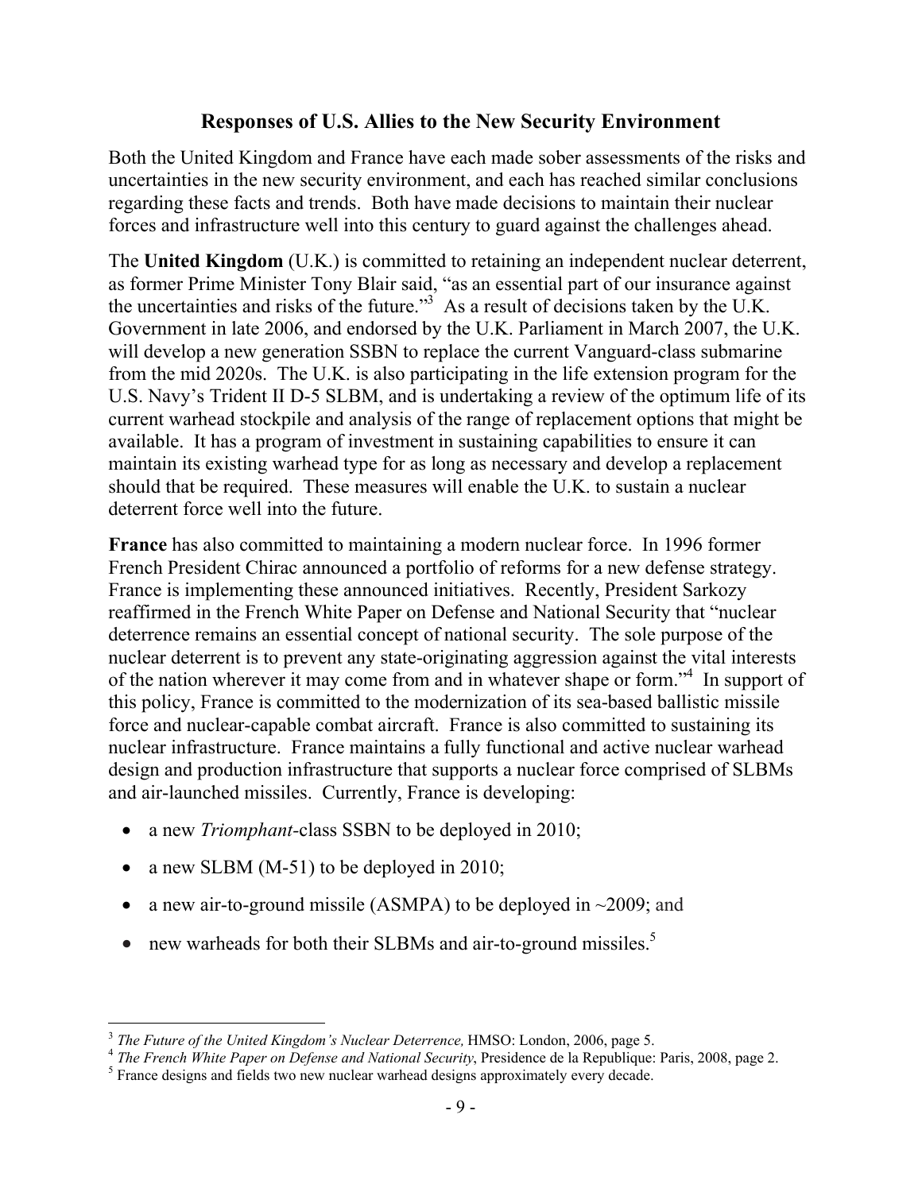## Responses of U.S. Allies to the New Security Environment

Both the United Kingdom and France have each made sober assessments of the risks and uncertainties in the new security environment, and each has reached similar conclusions regarding these facts and trends. Both have made decisions to maintain their nuclear forces and infrastructure well into this century to guard against the challenges ahead.

The **United Kingdom** (U.K.) is committed to retaining an independent nuclear deterrent, as former Prime Minister Tony Blair said, "as an essential part of our insurance against the uncertainties and risks of the future."[3] As a result of decisions taken by the U.K. Government in late 2006, and endorsed by the U.K. Parliament in March 2007, the U.K. will develop a new generation SSBN to replace the current Vanguard-class submarine from the mid 2020s. The U.K. is also participating in the life extension program for the U.S. Navy's Trident II D-5 SLBM, and is undertaking a review of the optimum life of its current warhead stockpile and analysis of the range of replacement options that might be available. It has a program of investment in sustaining capabilities to ensure it can maintain its existing warhead type for as long as necessary and develop a replacement should that be required. These measures will enable the U.K. to sustain a nuclear deterrent force well into the future.

**France** has also committed to maintaining a modern nuclear force. In 1996 former French President Chirac announced a portfolio of reforms for a new defense strategy. France is implementing these announced initiatives. Recently, President Sarkozy reaffirmed in the French White Paper on Defense and National Security that "nuclear deterrence remains an essential concept of national security. The sole purpose of the nuclear deterrent is to prevent any state-originating aggression against the vital interests of the nation wherever it may come from and in whatever shape or form."[4] In support of this policy, France is committed to the modernization of its sea-based ballistic missile force and nuclear-capable combat aircraft. France is also committed to sustaining its nuclear infrastructure. France maintains a fully functional and active nuclear warhead design and production infrastructure that supports a nuclear force comprised of SLBMs and air-launched missiles. Currently, France is developing:

- a new *Triomphant*-class SSBN to be deployed in 2010;
- a new SLBM (M-51) to be deployed in 2010;
- a new air-to-ground missile (ASMPA) to be deployed in ~2009; and
- new warheads for both their SLBMs and air-to-ground missiles.[5]

---

[3] *The Future of the United Kingdom's Nuclear Deterrence,* HMSO: London, 2006, page 5.

[4] *The French White Paper on Defense and National Security*, Presidence de la Republique: Paris, 2008, page 2.

[5] France designs and fields two new nuclear warhead designs approximately every decade.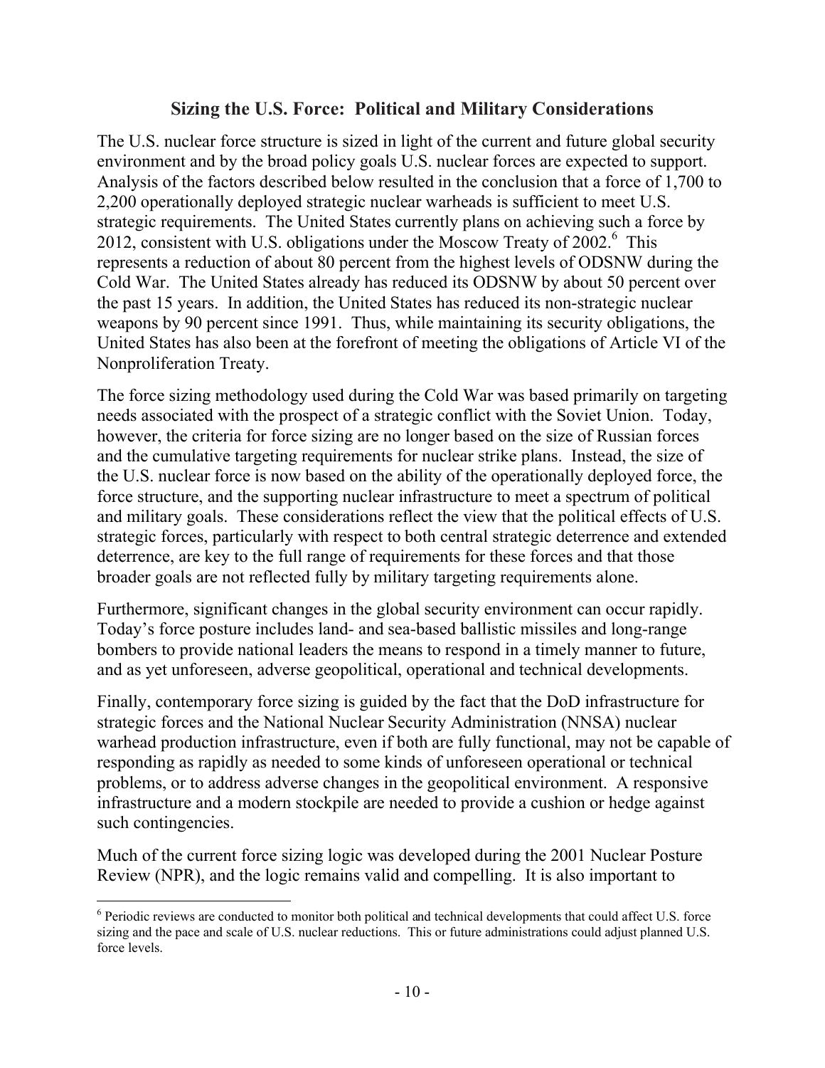## Sizing the U.S. Force: Political and Military Considerations

The U.S. nuclear force structure is sized in light of the current and future global security environment and by the broad policy goals U.S. nuclear forces are expected to support. Analysis of the factors described below resulted in the conclusion that a force of 1,700 to 2,200 operationally deployed strategic nuclear warheads is sufficient to meet U.S. strategic requirements. The United States currently plans on achieving such a force by 2012, consistent with U.S. obligations under the Moscow Treaty of 2002.[6] This represents a reduction of about 80 percent from the highest levels of ODSNW during the Cold War. The United States already has reduced its ODSNW by about 50 percent over the past 15 years. In addition, the United States has reduced its non-strategic nuclear weapons by 90 percent since 1991. Thus, while maintaining its security obligations, the United States has also been at the forefront of meeting the obligations of Article VI of the Nonproliferation Treaty.

The force sizing methodology used during the Cold War was based primarily on targeting needs associated with the prospect of a strategic conflict with the Soviet Union. Today, however, the criteria for force sizing are no longer based on the size of Russian forces and the cumulative targeting requirements for nuclear strike plans. Instead, the size of the U.S. nuclear force is now based on the ability of the operationally deployed force, the force structure, and the supporting nuclear infrastructure to meet a spectrum of political and military goals. These considerations reflect the view that the political effects of U.S. strategic forces, particularly with respect to both central strategic deterrence and extended deterrence, are key to the full range of requirements for these forces and that those broader goals are not reflected fully by military targeting requirements alone.

Furthermore, significant changes in the global security environment can occur rapidly. Today's force posture includes land- and sea-based ballistic missiles and long-range bombers to provide national leaders the means to respond in a timely manner to future, and as yet unforeseen, adverse geopolitical, operational and technical developments.

Finally, contemporary force sizing is guided by the fact that the DoD infrastructure for strategic forces and the National Nuclear Security Administration (NNSA) nuclear warhead production infrastructure, even if both are fully functional, may not be capable of responding as rapidly as needed to some kinds of unforeseen operational or technical problems, or to address adverse changes in the geopolitical environment. A responsive infrastructure and a modern stockpile are needed to provide a cushion or hedge against such contingencies.

Much of the current force sizing logic was developed during the 2001 Nuclear Posture Review (NPR), and the logic remains valid and compelling. It is also important to

---

[6] Periodic reviews are conducted to monitor both political and technical developments that could affect U.S. force sizing and the pace and scale of U.S. nuclear reductions. This or future administrations could adjust planned U.S. force levels.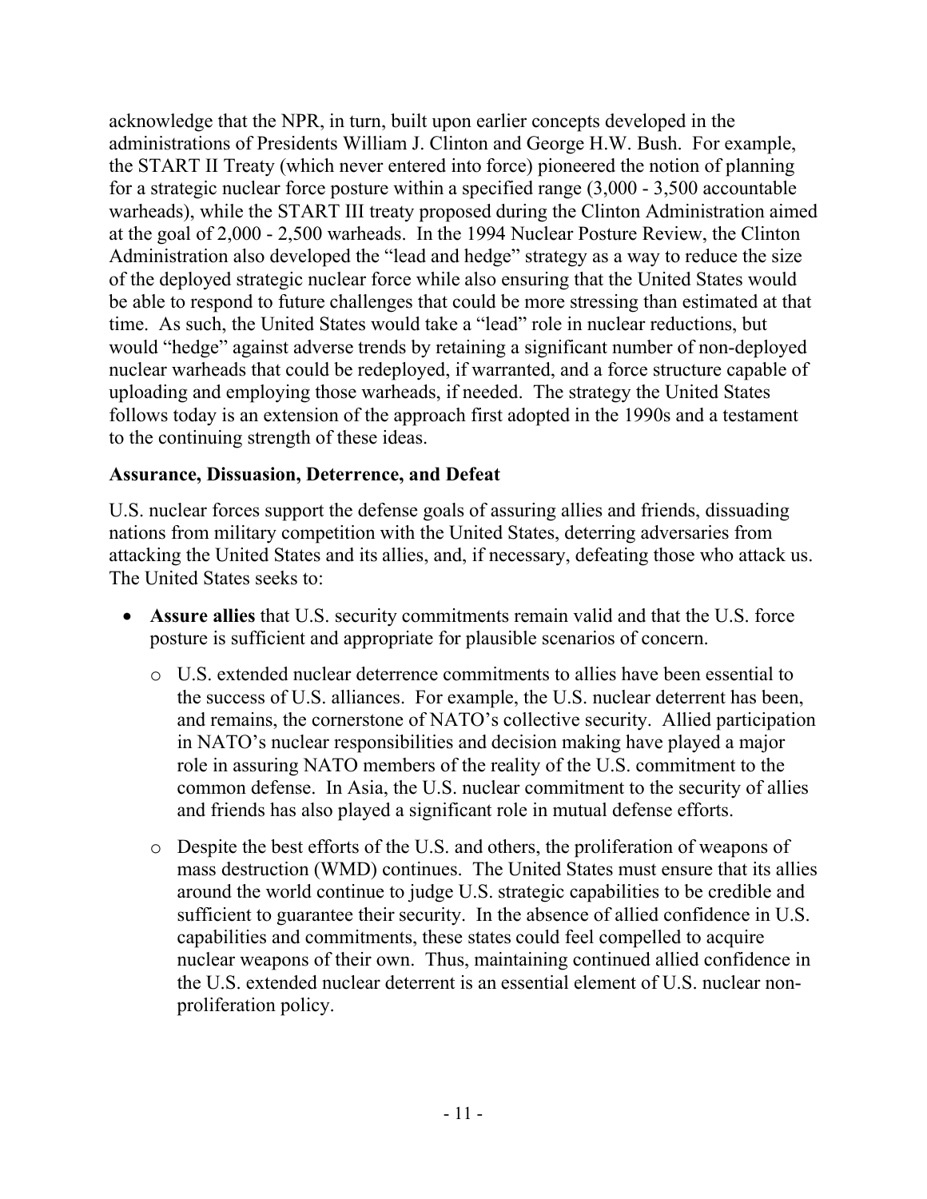acknowledge that the NPR, in turn, built upon earlier concepts developed in the administrations of Presidents William J. Clinton and George H.W. Bush. For example, the START II Treaty (which never entered into force) pioneered the notion of planning for a strategic nuclear force posture within a specified range (3,000 - 3,500 accountable warheads), while the START III treaty proposed during the Clinton Administration aimed at the goal of 2,000 - 2,500 warheads. In the 1994 Nuclear Posture Review, the Clinton Administration also developed the "lead and hedge" strategy as a way to reduce the size of the deployed strategic nuclear force while also ensuring that the United States would be able to respond to future challenges that could be more stressing than estimated at that time. As such, the United States would take a "lead" role in nuclear reductions, but would "hedge" against adverse trends by retaining a significant number of non-deployed nuclear warheads that could be redeployed, if warranted, and a force structure capable of uploading and employing those warheads, if needed. The strategy the United States follows today is an extension of the approach first adopted in the 1990s and a testament to the continuing strength of these ideas.

**Assurance, Dissuasion, Deterrence, and Defeat**

U.S. nuclear forces support the defense goals of assuring allies and friends, dissuading nations from military competition with the United States, deterring adversaries from attacking the United States and its allies, and, if necessary, defeating those who attack us. The United States seeks to:

- **Assure allies** that U.S. security commitments remain valid and that the U.S. force posture is sufficient and appropriate for plausible scenarios of concern.
  - U.S. extended nuclear deterrence commitments to allies have been essential to the success of U.S. alliances. For example, the U.S. nuclear deterrent has been, and remains, the cornerstone of NATO's collective security. Allied participation in NATO's nuclear responsibilities and decision making have played a major role in assuring NATO members of the reality of the U.S. commitment to the common defense. In Asia, the U.S. nuclear commitment to the security of allies and friends has also played a significant role in mutual defense efforts.
  - Despite the best efforts of the U.S. and others, the proliferation of weapons of mass destruction (WMD) continues. The United States must ensure that its allies around the world continue to judge U.S. strategic capabilities to be credible and sufficient to guarantee their security. In the absence of allied confidence in U.S. capabilities and commitments, these states could feel compelled to acquire nuclear weapons of their own. Thus, maintaining continued allied confidence in the U.S. extended nuclear deterrent is an essential element of U.S. nuclear non-proliferation policy.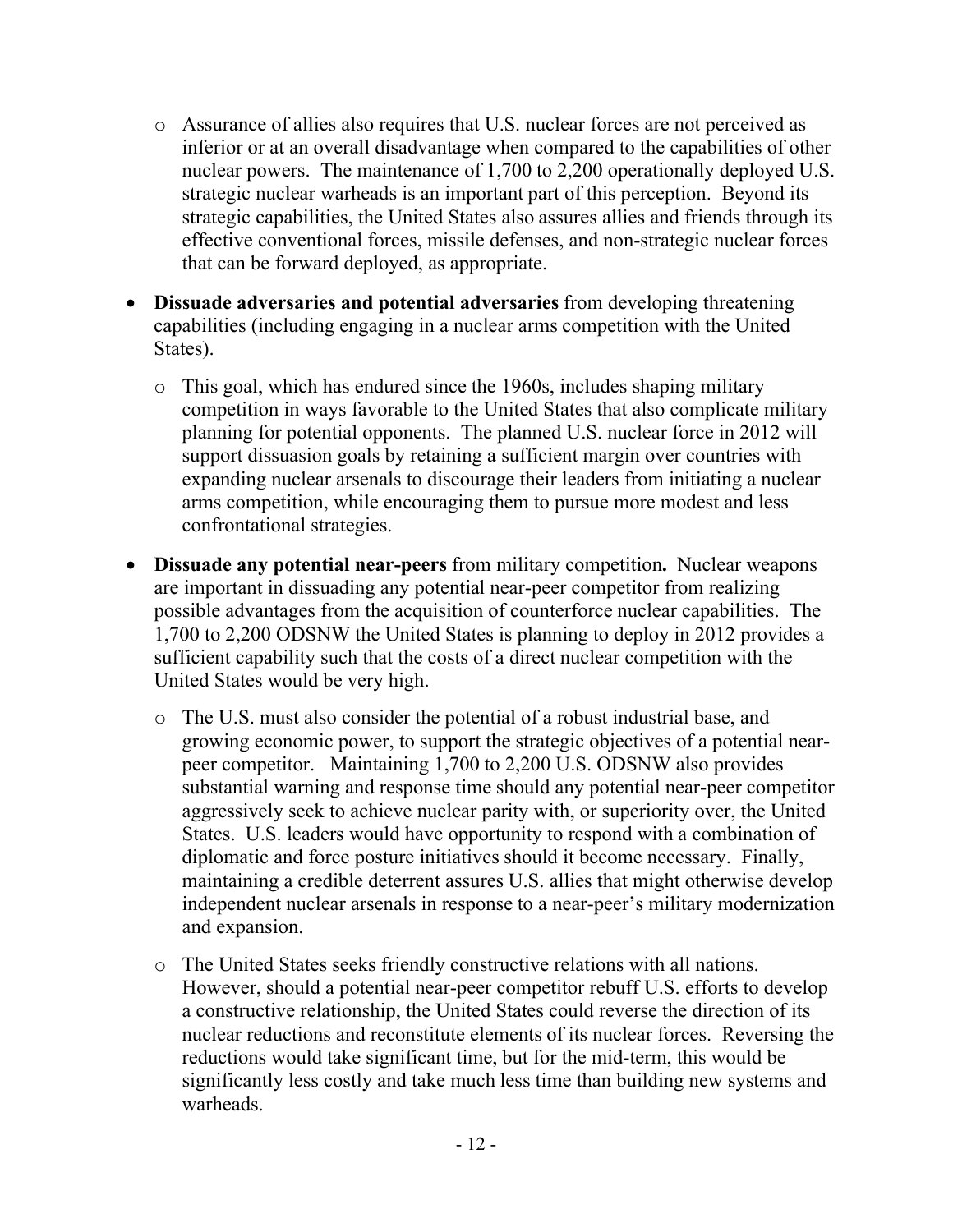- Assurance of allies also requires that U.S. nuclear forces are not perceived as inferior or at an overall disadvantage when compared to the capabilities of other nuclear powers. The maintenance of 1,700 to 2,200 operationally deployed U.S. strategic nuclear warheads is an important part of this perception. Beyond its strategic capabilities, the United States also assures allies and friends through its effective conventional forces, missile defenses, and non-strategic nuclear forces that can be forward deployed, as appropriate.

- **Dissuade adversaries and potential adversaries** from developing threatening capabilities (including engaging in a nuclear arms competition with the United States).
  - This goal, which has endured since the 1960s, includes shaping military competition in ways favorable to the United States that also complicate military planning for potential opponents. The planned U.S. nuclear force in 2012 will support dissuasion goals by retaining a sufficient margin over countries with expanding nuclear arsenals to discourage their leaders from initiating a nuclear arms competition, while encouraging them to pursue more modest and less confrontational strategies.

- **Dissuade any potential near-peers** from military competition**.** Nuclear weapons are important in dissuading any potential near-peer competitor from realizing possible advantages from the acquisition of counterforce nuclear capabilities. The 1,700 to 2,200 ODSNW the United States is planning to deploy in 2012 provides a sufficient capability such that the costs of a direct nuclear competition with the United States would be very high.
  - The U.S. must also consider the potential of a robust industrial base, and growing economic power, to support the strategic objectives of a potential near-peer competitor. Maintaining 1,700 to 2,200 U.S. ODSNW also provides substantial warning and response time should any potential near-peer competitor aggressively seek to achieve nuclear parity with, or superiority over, the United States. U.S. leaders would have opportunity to respond with a combination of diplomatic and force posture initiatives should it become necessary. Finally, maintaining a credible deterrent assures U.S. allies that might otherwise develop independent nuclear arsenals in response to a near-peer's military modernization and expansion.
  - The United States seeks friendly constructive relations with all nations. However, should a potential near-peer competitor rebuff U.S. efforts to develop a constructive relationship, the United States could reverse the direction of its nuclear reductions and reconstitute elements of its nuclear forces. Reversing the reductions would take significant time, but for the mid-term, this would be significantly less costly and take much less time than building new systems and warheads.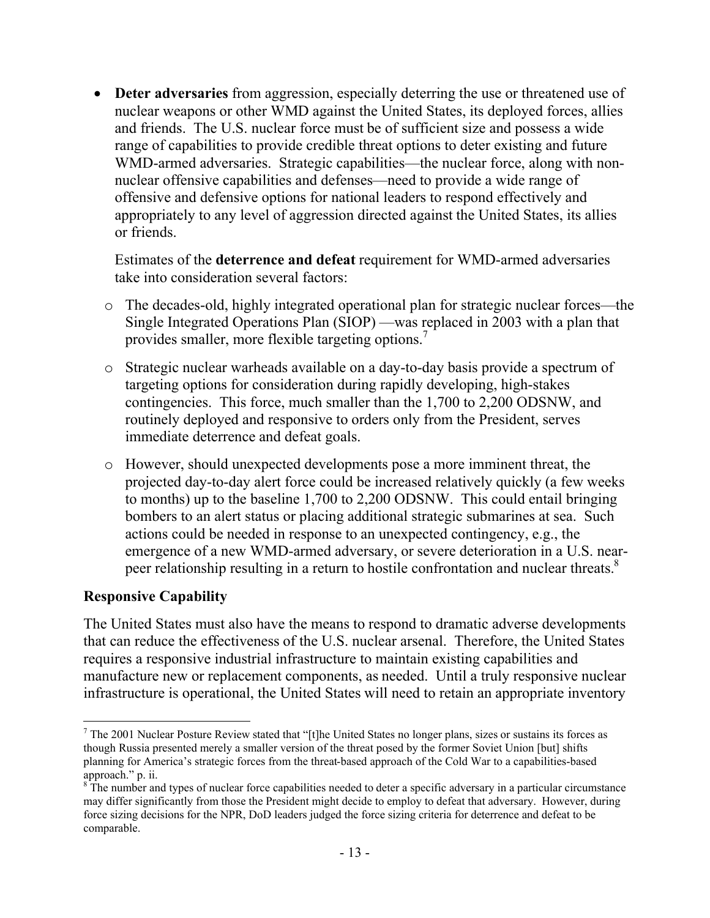- **Deter adversaries** from aggression, especially deterring the use or threatened use of nuclear weapons or other WMD against the United States, its deployed forces, allies and friends. The U.S. nuclear force must be of sufficient size and possess a wide range of capabilities to provide credible threat options to deter existing and future WMD-armed adversaries. Strategic capabilities—the nuclear force, along with non-nuclear offensive capabilities and defenses—need to provide a wide range of offensive and defensive options for national leaders to respond effectively and appropriately to any level of aggression directed against the United States, its allies or friends.

  Estimates of the **deterrence and defeat** requirement for WMD-armed adversaries take into consideration several factors:

  - The decades-old, highly integrated operational plan for strategic nuclear forces—the Single Integrated Operations Plan (SIOP) —was replaced in 2003 with a plan that provides smaller, more flexible targeting options.[7]
  - Strategic nuclear warheads available on a day-to-day basis provide a spectrum of targeting options for consideration during rapidly developing, high-stakes contingencies. This force, much smaller than the 1,700 to 2,200 ODSNW, and routinely deployed and responsive to orders only from the President, serves immediate deterrence and defeat goals.
  - However, should unexpected developments pose a more imminent threat, the projected day-to-day alert force could be increased relatively quickly (a few weeks to months) up to the baseline 1,700 to 2,200 ODSNW. This could entail bringing bombers to an alert status or placing additional strategic submarines at sea. Such actions could be needed in response to an unexpected contingency, e.g., the emergence of a new WMD-armed adversary, or severe deterioration in a U.S. near-peer relationship resulting in a return to hostile confrontation and nuclear threats.[8]

## Responsive Capability

The United States must also have the means to respond to dramatic adverse developments that can reduce the effectiveness of the U.S. nuclear arsenal. Therefore, the United States requires a responsive industrial infrastructure to maintain existing capabilities and manufacture new or replacement components, as needed. Until a truly responsive nuclear infrastructure is operational, the United States will need to retain an appropriate inventory

---

[7] The 2001 Nuclear Posture Review stated that "[t]he United States no longer plans, sizes or sustains its forces as though Russia presented merely a smaller version of the threat posed by the former Soviet Union [but] shifts planning for America's strategic forces from the threat-based approach of the Cold War to a capabilities-based approach." p. ii.

[8] The number and types of nuclear force capabilities needed to deter a specific adversary in a particular circumstance may differ significantly from those the President might decide to employ to defeat that adversary. However, during force sizing decisions for the NPR, DoD leaders judged the force sizing criteria for deterrence and defeat to be comparable.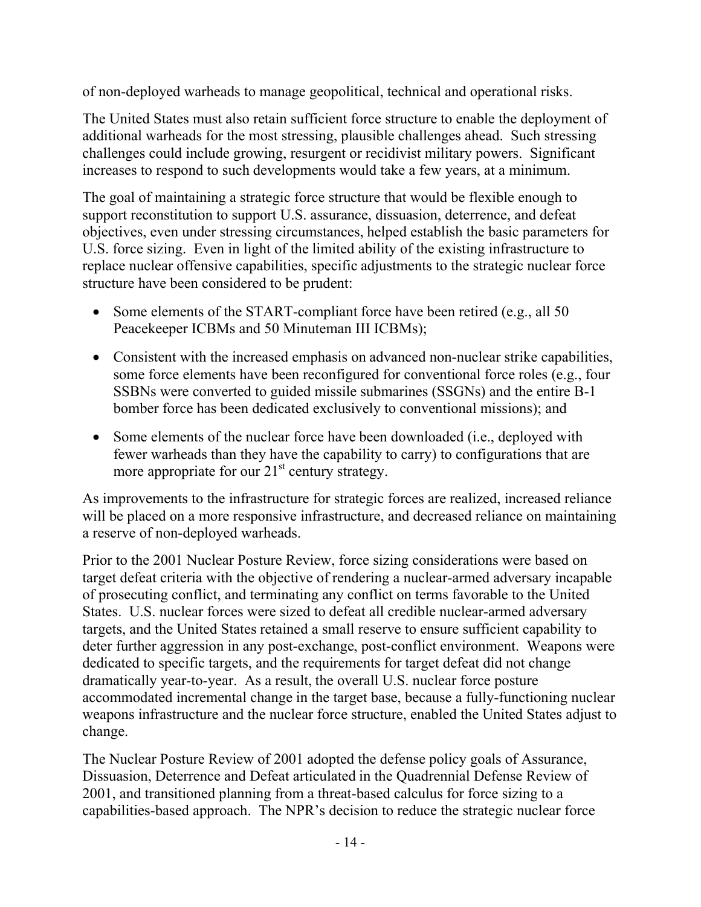of non-deployed warheads to manage geopolitical, technical and operational risks.

The United States must also retain sufficient force structure to enable the deployment of additional warheads for the most stressing, plausible challenges ahead. Such stressing challenges could include growing, resurgent or recidivist military powers. Significant increases to respond to such developments would take a few years, at a minimum.

The goal of maintaining a strategic force structure that would be flexible enough to support reconstitution to support U.S. assurance, dissuasion, deterrence, and defeat objectives, even under stressing circumstances, helped establish the basic parameters for U.S. force sizing. Even in light of the limited ability of the existing infrastructure to replace nuclear offensive capabilities, specific adjustments to the strategic nuclear force structure have been considered to be prudent:

- Some elements of the START-compliant force have been retired (e.g., all 50 Peacekeeper ICBMs and 50 Minuteman III ICBMs);
- Consistent with the increased emphasis on advanced non-nuclear strike capabilities, some force elements have been reconfigured for conventional force roles (e.g., four SSBNs were converted to guided missile submarines (SSGNs) and the entire B-1 bomber force has been dedicated exclusively to conventional missions); and
- Some elements of the nuclear force have been downloaded (i.e., deployed with fewer warheads than they have the capability to carry) to configurations that are more appropriate for our 21st century strategy.

As improvements to the infrastructure for strategic forces are realized, increased reliance will be placed on a more responsive infrastructure, and decreased reliance on maintaining a reserve of non-deployed warheads.

Prior to the 2001 Nuclear Posture Review, force sizing considerations were based on target defeat criteria with the objective of rendering a nuclear-armed adversary incapable of prosecuting conflict, and terminating any conflict on terms favorable to the United States. U.S. nuclear forces were sized to defeat all credible nuclear-armed adversary targets, and the United States retained a small reserve to ensure sufficient capability to deter further aggression in any post-exchange, post-conflict environment. Weapons were dedicated to specific targets, and the requirements for target defeat did not change dramatically year-to-year. As a result, the overall U.S. nuclear force posture accommodated incremental change in the target base, because a fully-functioning nuclear weapons infrastructure and the nuclear force structure, enabled the United States adjust to change.

The Nuclear Posture Review of 2001 adopted the defense policy goals of Assurance, Dissuasion, Deterrence and Defeat articulated in the Quadrennial Defense Review of 2001, and transitioned planning from a threat-based calculus for force sizing to a capabilities-based approach. The NPR's decision to reduce the strategic nuclear force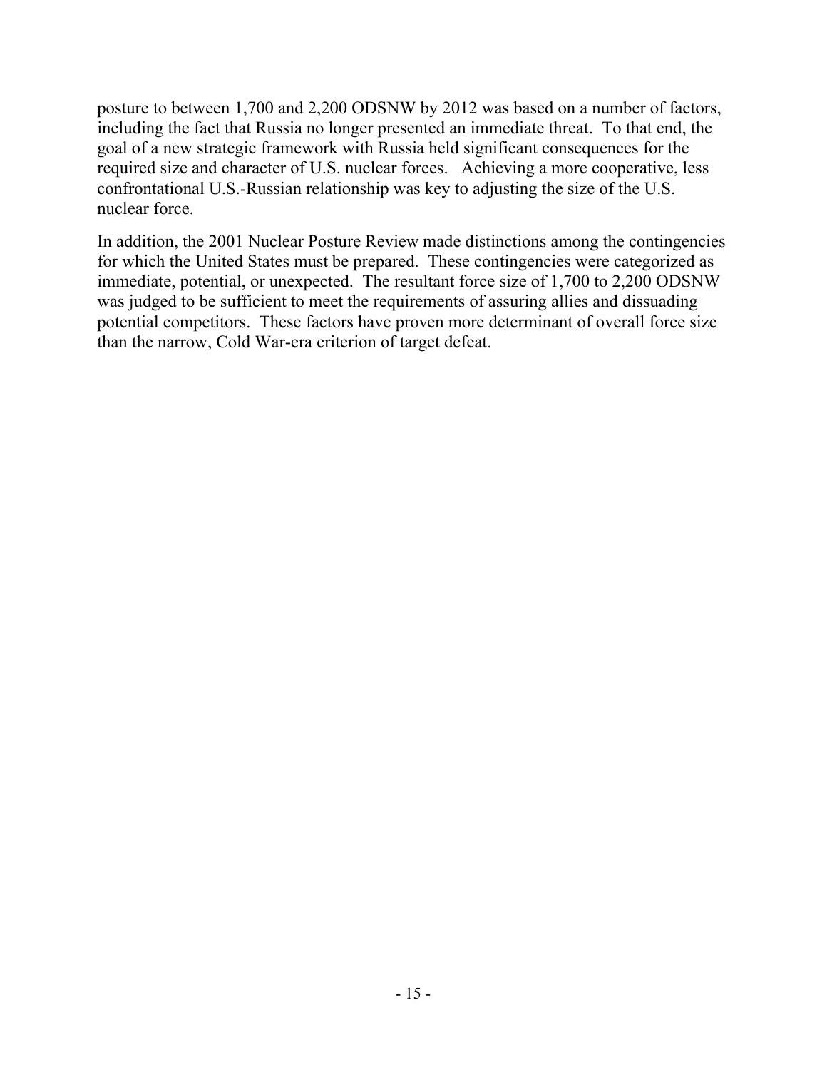posture to between 1,700 and 2,200 ODSNW by 2012 was based on a number of factors, including the fact that Russia no longer presented an immediate threat. To that end, the goal of a new strategic framework with Russia held significant consequences for the required size and character of U.S. nuclear forces. Achieving a more cooperative, less confrontational U.S.-Russian relationship was key to adjusting the size of the U.S. nuclear force.

In addition, the 2001 Nuclear Posture Review made distinctions among the contingencies for which the United States must be prepared. These contingencies were categorized as immediate, potential, or unexpected. The resultant force size of 1,700 to 2,200 ODSNW was judged to be sufficient to meet the requirements of assuring allies and dissuading potential competitors. These factors have proven more determinant of overall force size than the narrow, Cold War-era criterion of target defeat.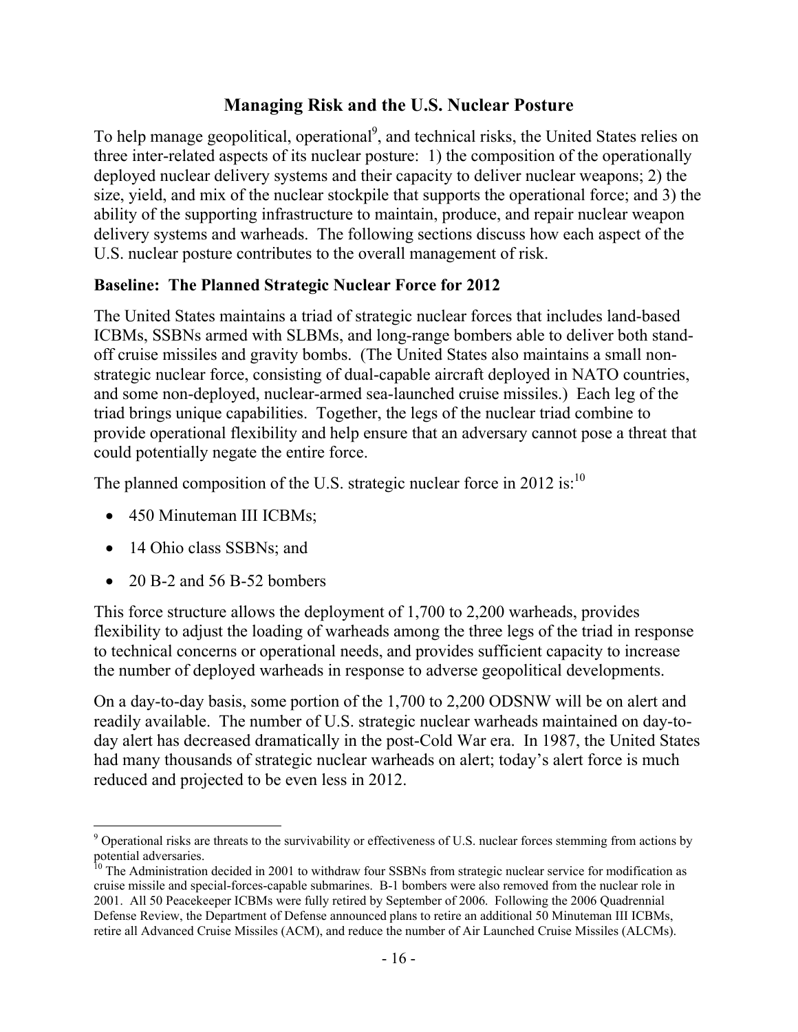## Managing Risk and the U.S. Nuclear Posture

To help manage geopolitical, operational[9], and technical risks, the United States relies on three inter-related aspects of its nuclear posture: 1) the composition of the operationally deployed nuclear delivery systems and their capacity to deliver nuclear weapons; 2) the size, yield, and mix of the nuclear stockpile that supports the operational force; and 3) the ability of the supporting infrastructure to maintain, produce, and repair nuclear weapon delivery systems and warheads. The following sections discuss how each aspect of the U.S. nuclear posture contributes to the overall management of risk.

### Baseline: The Planned Strategic Nuclear Force for 2012

The United States maintains a triad of strategic nuclear forces that includes land-based ICBMs, SSBNs armed with SLBMs, and long-range bombers able to deliver both stand-off cruise missiles and gravity bombs. (The United States also maintains a small non-strategic nuclear force, consisting of dual-capable aircraft deployed in NATO countries, and some non-deployed, nuclear-armed sea-launched cruise missiles.) Each leg of the triad brings unique capabilities. Together, the legs of the nuclear triad combine to provide operational flexibility and help ensure that an adversary cannot pose a threat that could potentially negate the entire force.

The planned composition of the U.S. strategic nuclear force in 2012 is:[10]

- 450 Minuteman III ICBMs;
- 14 Ohio class SSBNs; and
- 20 B-2 and 56 B-52 bombers

This force structure allows the deployment of 1,700 to 2,200 warheads, provides flexibility to adjust the loading of warheads among the three legs of the triad in response to technical concerns or operational needs, and provides sufficient capacity to increase the number of deployed warheads in response to adverse geopolitical developments.

On a day-to-day basis, some portion of the 1,700 to 2,200 ODSNW will be on alert and readily available. The number of U.S. strategic nuclear warheads maintained on day-to-day alert has decreased dramatically in the post-Cold War era. In 1987, the United States had many thousands of strategic nuclear warheads on alert; today's alert force is much reduced and projected to be even less in 2012.

---

[9] Operational risks are threats to the survivability or effectiveness of U.S. nuclear forces stemming from actions by potential adversaries.

[10] The Administration decided in 2001 to withdraw four SSBNs from strategic nuclear service for modification as cruise missile and special-forces-capable submarines. B-1 bombers were also removed from the nuclear role in 2001. All 50 Peacekeeper ICBMs were fully retired by September of 2006. Following the 2006 Quadrennial Defense Review, the Department of Defense announced plans to retire an additional 50 Minuteman III ICBMs, retire all Advanced Cruise Missiles (ACM), and reduce the number of Air Launched Cruise Missiles (ALCMs).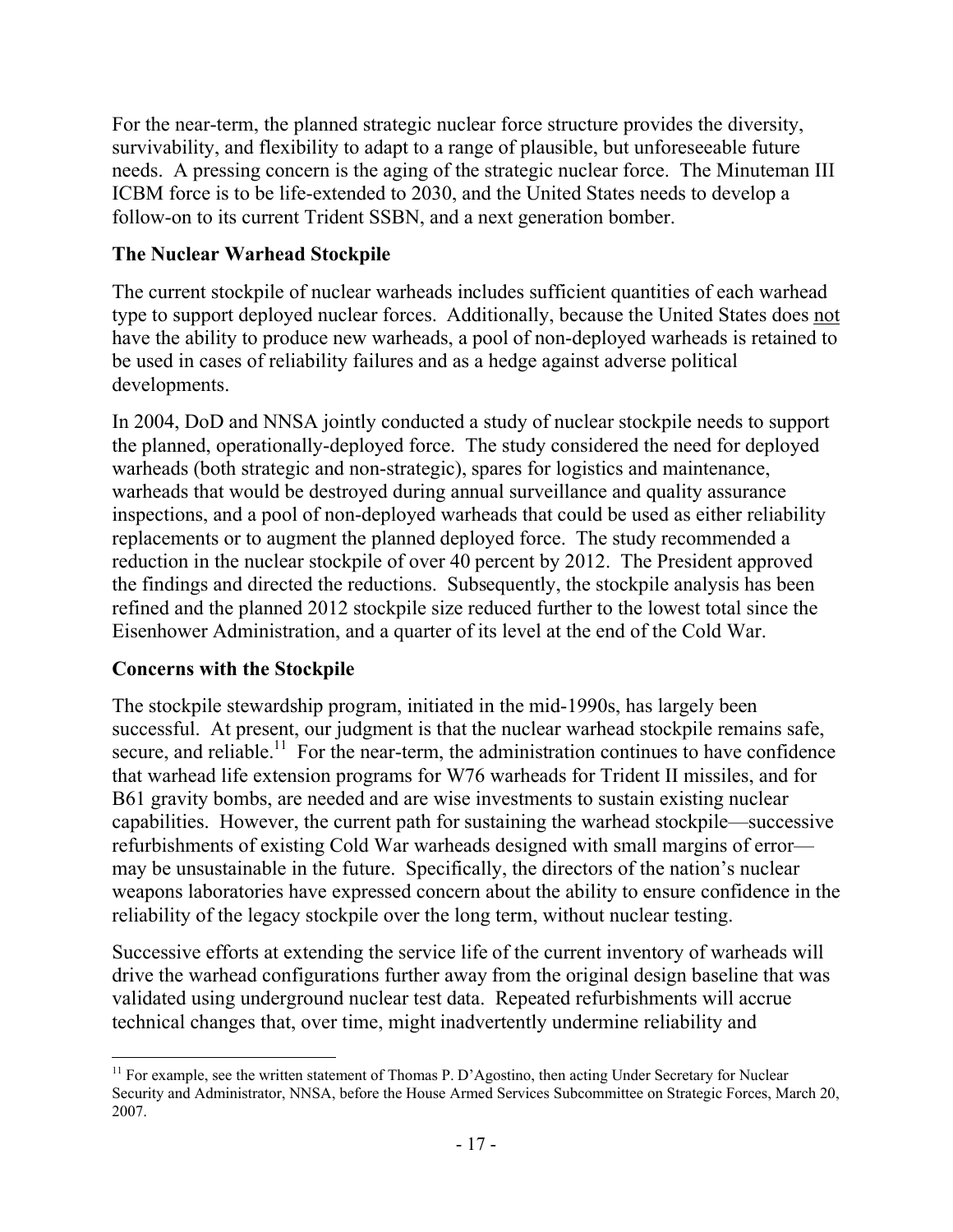For the near-term, the planned strategic nuclear force structure provides the diversity, survivability, and flexibility to adapt to a range of plausible, but unforeseeable future needs. A pressing concern is the aging of the strategic nuclear force. The Minuteman III ICBM force is to be life-extended to 2030, and the United States needs to develop a follow-on to its current Trident SSBN, and a next generation bomber.

### The Nuclear Warhead Stockpile

The current stockpile of nuclear warheads includes sufficient quantities of each warhead type to support deployed nuclear forces. Additionally, because the United States does not have the ability to produce new warheads, a pool of non-deployed warheads is retained to be used in cases of reliability failures and as a hedge against adverse political developments.

In 2004, DoD and NNSA jointly conducted a study of nuclear stockpile needs to support the planned, operationally-deployed force. The study considered the need for deployed warheads (both strategic and non-strategic), spares for logistics and maintenance, warheads that would be destroyed during annual surveillance and quality assurance inspections, and a pool of non-deployed warheads that could be used as either reliability replacements or to augment the planned deployed force. The study recommended a reduction in the nuclear stockpile of over 40 percent by 2012. The President approved the findings and directed the reductions. Subsequently, the stockpile analysis has been refined and the planned 2012 stockpile size reduced further to the lowest total since the Eisenhower Administration, and a quarter of its level at the end of the Cold War.

### Concerns with the Stockpile

The stockpile stewardship program, initiated in the mid-1990s, has largely been successful. At present, our judgment is that the nuclear warhead stockpile remains safe, secure, and reliable.[11] For the near-term, the administration continues to have confidence that warhead life extension programs for W76 warheads for Trident II missiles, and for B61 gravity bombs, are needed and are wise investments to sustain existing nuclear capabilities. However, the current path for sustaining the warhead stockpile—successive refurbishments of existing Cold War warheads designed with small margins of error—may be unsustainable in the future. Specifically, the directors of the nation's nuclear weapons laboratories have expressed concern about the ability to ensure confidence in the reliability of the legacy stockpile over the long term, without nuclear testing.

Successive efforts at extending the service life of the current inventory of warheads will drive the warhead configurations further away from the original design baseline that was validated using underground nuclear test data. Repeated refurbishments will accrue technical changes that, over time, might inadvertently undermine reliability and

[11] For example, see the written statement of Thomas P. D'Agostino, then acting Under Secretary for Nuclear Security and Administrator, NNSA, before the House Armed Services Subcommittee on Strategic Forces, March 20, 2007.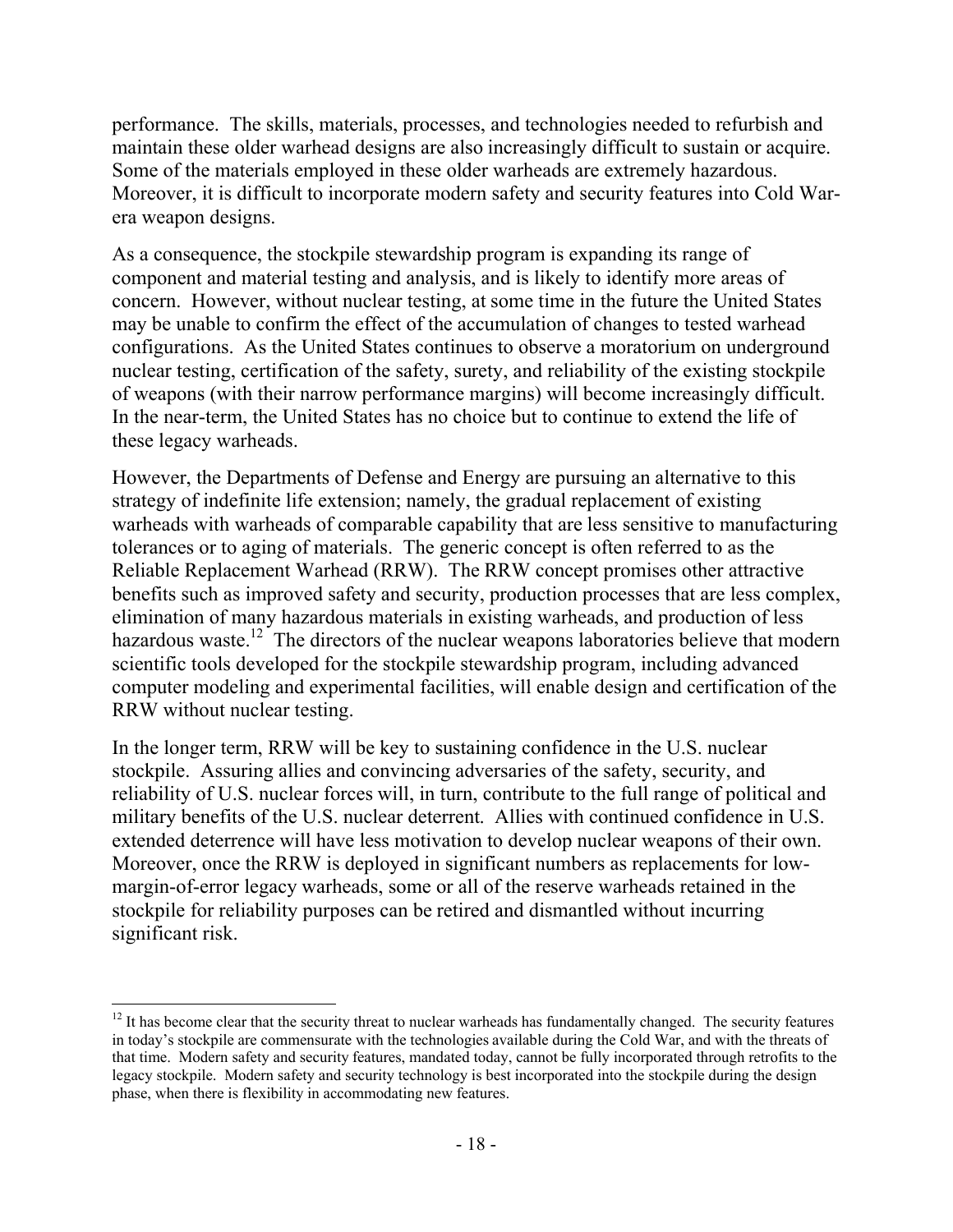performance. The skills, materials, processes, and technologies needed to refurbish and maintain these older warhead designs are also increasingly difficult to sustain or acquire. Some of the materials employed in these older warheads are extremely hazardous. Moreover, it is difficult to incorporate modern safety and security features into Cold War-era weapon designs.

As a consequence, the stockpile stewardship program is expanding its range of component and material testing and analysis, and is likely to identify more areas of concern. However, without nuclear testing, at some time in the future the United States may be unable to confirm the effect of the accumulation of changes to tested warhead configurations. As the United States continues to observe a moratorium on underground nuclear testing, certification of the safety, surety, and reliability of the existing stockpile of weapons (with their narrow performance margins) will become increasingly difficult. In the near-term, the United States has no choice but to continue to extend the life of these legacy warheads.

However, the Departments of Defense and Energy are pursuing an alternative to this strategy of indefinite life extension; namely, the gradual replacement of existing warheads with warheads of comparable capability that are less sensitive to manufacturing tolerances or to aging of materials. The generic concept is often referred to as the Reliable Replacement Warhead (RRW). The RRW concept promises other attractive benefits such as improved safety and security, production processes that are less complex, elimination of many hazardous materials in existing warheads, and production of less hazardous waste.[12] The directors of the nuclear weapons laboratories believe that modern scientific tools developed for the stockpile stewardship program, including advanced computer modeling and experimental facilities, will enable design and certification of the RRW without nuclear testing.

In the longer term, RRW will be key to sustaining confidence in the U.S. nuclear stockpile. Assuring allies and convincing adversaries of the safety, security, and reliability of U.S. nuclear forces will, in turn, contribute to the full range of political and military benefits of the U.S. nuclear deterrent. Allies with continued confidence in U.S. extended deterrence will have less motivation to develop nuclear weapons of their own. Moreover, once the RRW is deployed in significant numbers as replacements for low-margin-of-error legacy warheads, some or all of the reserve warheads retained in the stockpile for reliability purposes can be retired and dismantled without incurring significant risk.

[12] It has become clear that the security threat to nuclear warheads has fundamentally changed. The security features in today's stockpile are commensurate with the technologies available during the Cold War, and with the threats of that time. Modern safety and security features, mandated today, cannot be fully incorporated through retrofits to the legacy stockpile. Modern safety and security technology is best incorporated into the stockpile during the design phase, when there is flexibility in accommodating new features.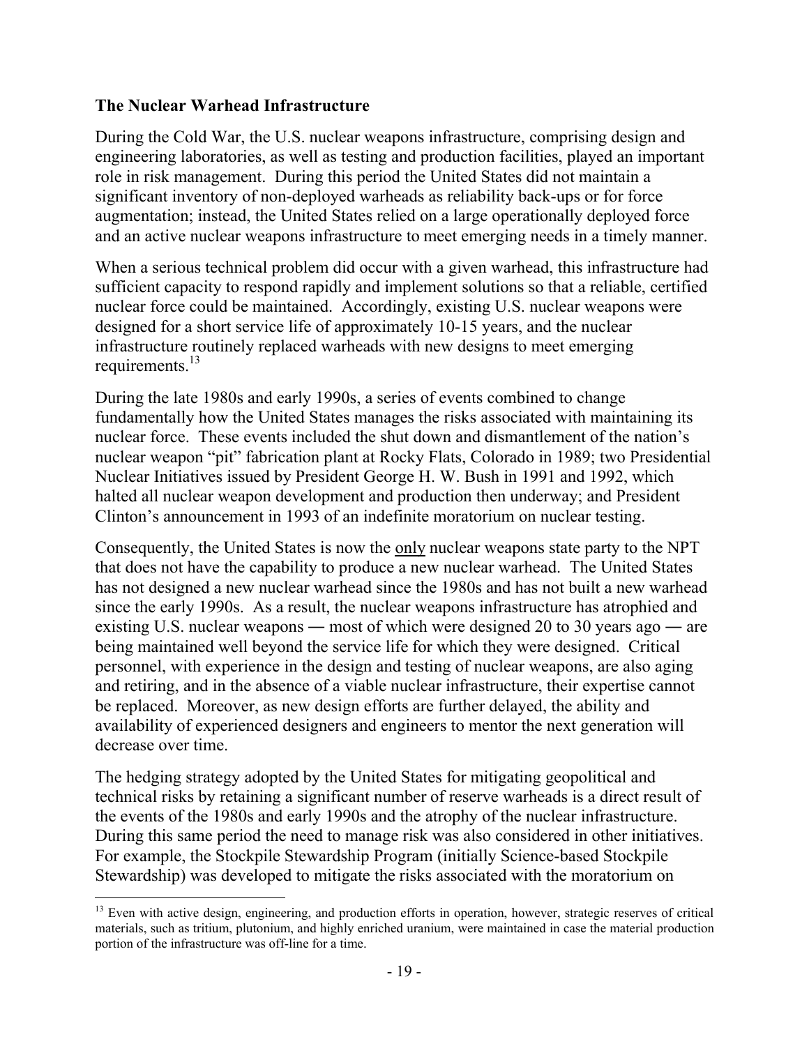### The Nuclear Warhead Infrastructure

During the Cold War, the U.S. nuclear weapons infrastructure, comprising design and engineering laboratories, as well as testing and production facilities, played an important role in risk management. During this period the United States did not maintain a significant inventory of non-deployed warheads as reliability back-ups or for force augmentation; instead, the United States relied on a large operationally deployed force and an active nuclear weapons infrastructure to meet emerging needs in a timely manner.

When a serious technical problem did occur with a given warhead, this infrastructure had sufficient capacity to respond rapidly and implement solutions so that a reliable, certified nuclear force could be maintained. Accordingly, existing U.S. nuclear weapons were designed for a short service life of approximately 10-15 years, and the nuclear infrastructure routinely replaced warheads with new designs to meet emerging requirements.[13]

During the late 1980s and early 1990s, a series of events combined to change fundamentally how the United States manages the risks associated with maintaining its nuclear force. These events included the shut down and dismantlement of the nation's nuclear weapon "pit" fabrication plant at Rocky Flats, Colorado in 1989; two Presidential Nuclear Initiatives issued by President George H. W. Bush in 1991 and 1992, which halted all nuclear weapon development and production then underway; and President Clinton's announcement in 1993 of an indefinite moratorium on nuclear testing.

Consequently, the United States is now the <u>only</u> nuclear weapons state party to the NPT that does not have the capability to produce a new nuclear warhead. The United States has not designed a new nuclear warhead since the 1980s and has not built a new warhead since the early 1990s. As a result, the nuclear weapons infrastructure has atrophied and existing U.S. nuclear weapons ― most of which were designed 20 to 30 years ago ― are being maintained well beyond the service life for which they were designed. Critical personnel, with experience in the design and testing of nuclear weapons, are also aging and retiring, and in the absence of a viable nuclear infrastructure, their expertise cannot be replaced. Moreover, as new design efforts are further delayed, the ability and availability of experienced designers and engineers to mentor the next generation will decrease over time.

The hedging strategy adopted by the United States for mitigating geopolitical and technical risks by retaining a significant number of reserve warheads is a direct result of the events of the 1980s and early 1990s and the atrophy of the nuclear infrastructure. During this same period the need to manage risk was also considered in other initiatives. For example, the Stockpile Stewardship Program (initially Science-based Stockpile Stewardship) was developed to mitigate the risks associated with the moratorium on

[13] Even with active design, engineering, and production efforts in operation, however, strategic reserves of critical materials, such as tritium, plutonium, and highly enriched uranium, were maintained in case the material production portion of the infrastructure was off-line for a time.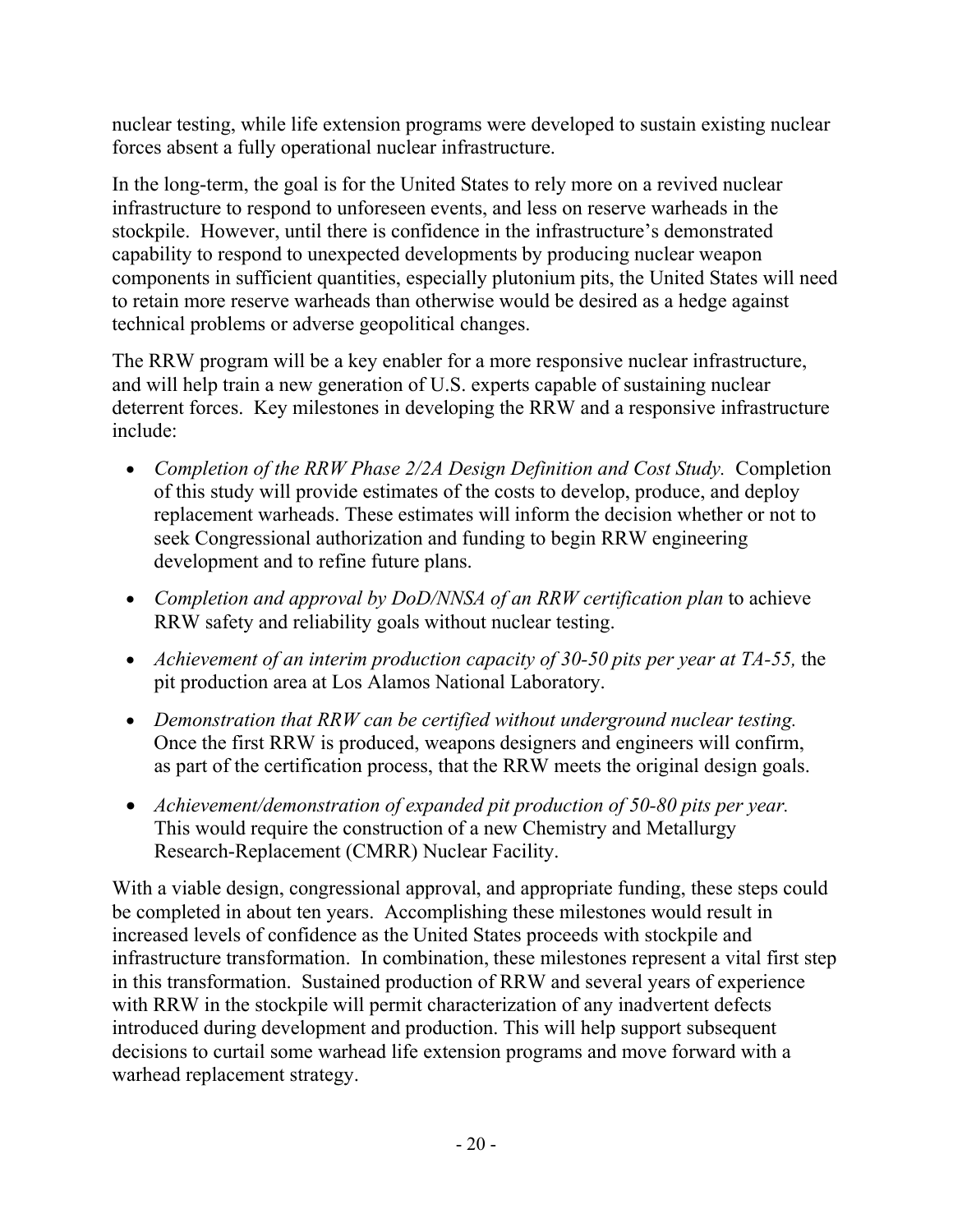nuclear testing, while life extension programs were developed to sustain existing nuclear forces absent a fully operational nuclear infrastructure.

In the long-term, the goal is for the United States to rely more on a revived nuclear infrastructure to respond to unforeseen events, and less on reserve warheads in the stockpile. However, until there is confidence in the infrastructure's demonstrated capability to respond to unexpected developments by producing nuclear weapon components in sufficient quantities, especially plutonium pits, the United States will need to retain more reserve warheads than otherwise would be desired as a hedge against technical problems or adverse geopolitical changes.

The RRW program will be a key enabler for a more responsive nuclear infrastructure, and will help train a new generation of U.S. experts capable of sustaining nuclear deterrent forces. Key milestones in developing the RRW and a responsive infrastructure include:

- *Completion of the RRW Phase 2/2A Design Definition and Cost Study.* Completion of this study will provide estimates of the costs to develop, produce, and deploy replacement warheads. These estimates will inform the decision whether or not to seek Congressional authorization and funding to begin RRW engineering development and to refine future plans.
- *Completion and approval by DoD/NNSA of an RRW certification plan* to achieve RRW safety and reliability goals without nuclear testing.
- *Achievement of an interim production capacity of 30-50 pits per year at TA-55,* the pit production area at Los Alamos National Laboratory.
- *Demonstration that RRW can be certified without underground nuclear testing.* Once the first RRW is produced, weapons designers and engineers will confirm, as part of the certification process, that the RRW meets the original design goals.
- *Achievement/demonstration of expanded pit production of 50-80 pits per year.* This would require the construction of a new Chemistry and Metallurgy Research-Replacement (CMRR) Nuclear Facility.

With a viable design, congressional approval, and appropriate funding, these steps could be completed in about ten years. Accomplishing these milestones would result in increased levels of confidence as the United States proceeds with stockpile and infrastructure transformation. In combination, these milestones represent a vital first step in this transformation. Sustained production of RRW and several years of experience with RRW in the stockpile will permit characterization of any inadvertent defects introduced during development and production. This will help support subsequent decisions to curtail some warhead life extension programs and move forward with a warhead replacement strategy.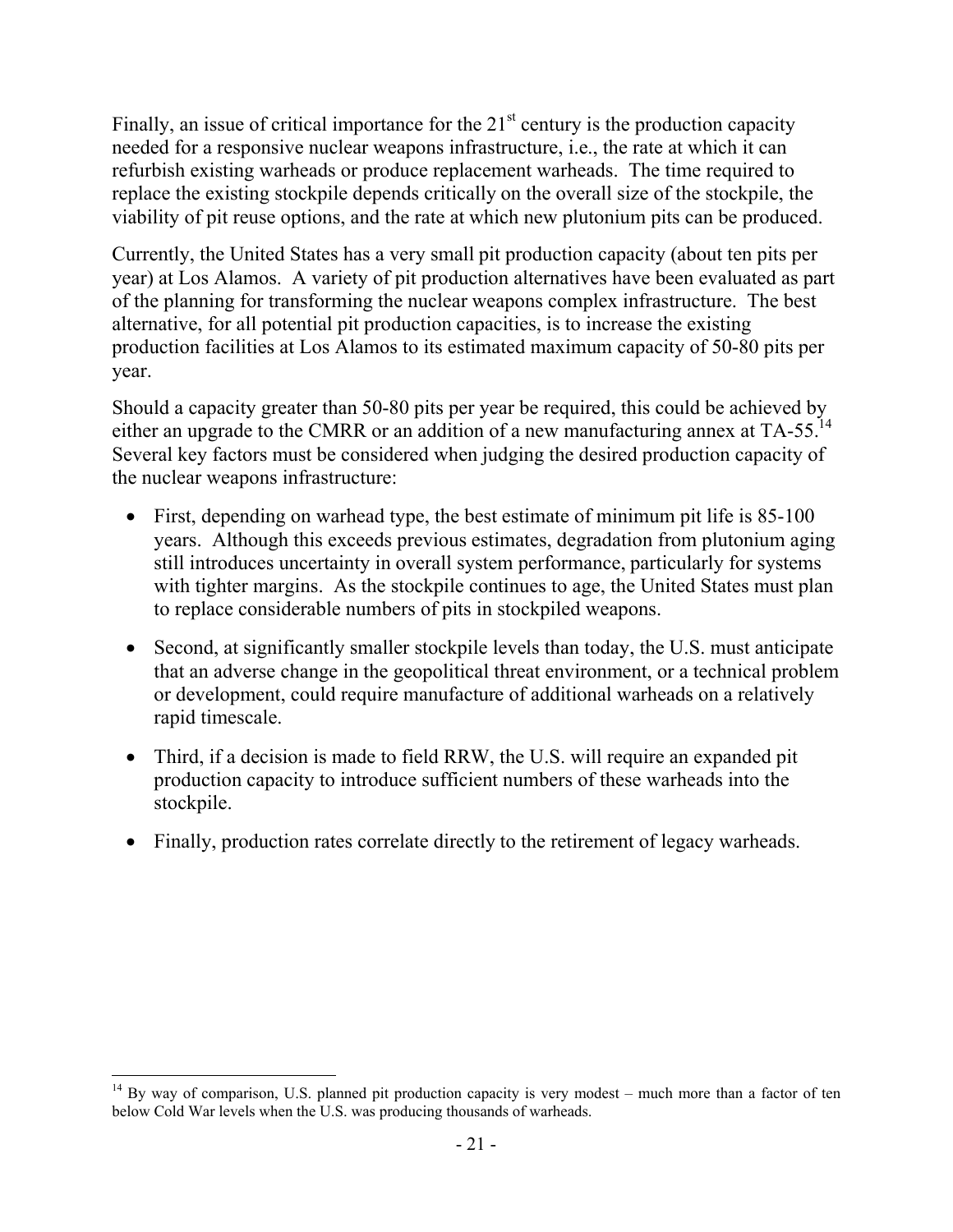Finally, an issue of critical importance for the 21st century is the production capacity needed for a responsive nuclear weapons infrastructure, i.e., the rate at which it can refurbish existing warheads or produce replacement warheads. The time required to replace the existing stockpile depends critically on the overall size of the stockpile, the viability of pit reuse options, and the rate at which new plutonium pits can be produced.

Currently, the United States has a very small pit production capacity (about ten pits per year) at Los Alamos. A variety of pit production alternatives have been evaluated as part of the planning for transforming the nuclear weapons complex infrastructure. The best alternative, for all potential pit production capacities, is to increase the existing production facilities at Los Alamos to its estimated maximum capacity of 50-80 pits per year.

Should a capacity greater than 50-80 pits per year be required, this could be achieved by either an upgrade to the CMRR or an addition of a new manufacturing annex at TA-55.[14] Several key factors must be considered when judging the desired production capacity of the nuclear weapons infrastructure:

- First, depending on warhead type, the best estimate of minimum pit life is 85-100 years. Although this exceeds previous estimates, degradation from plutonium aging still introduces uncertainty in overall system performance, particularly for systems with tighter margins. As the stockpile continues to age, the United States must plan to replace considerable numbers of pits in stockpiled weapons.
- Second, at significantly smaller stockpile levels than today, the U.S. must anticipate that an adverse change in the geopolitical threat environment, or a technical problem or development, could require manufacture of additional warheads on a relatively rapid timescale.
- Third, if a decision is made to field RRW, the U.S. will require an expanded pit production capacity to introduce sufficient numbers of these warheads into the stockpile.
- Finally, production rates correlate directly to the retirement of legacy warheads.

[14] By way of comparison, U.S. planned pit production capacity is very modest – much more than a factor of ten below Cold War levels when the U.S. was producing thousands of warheads.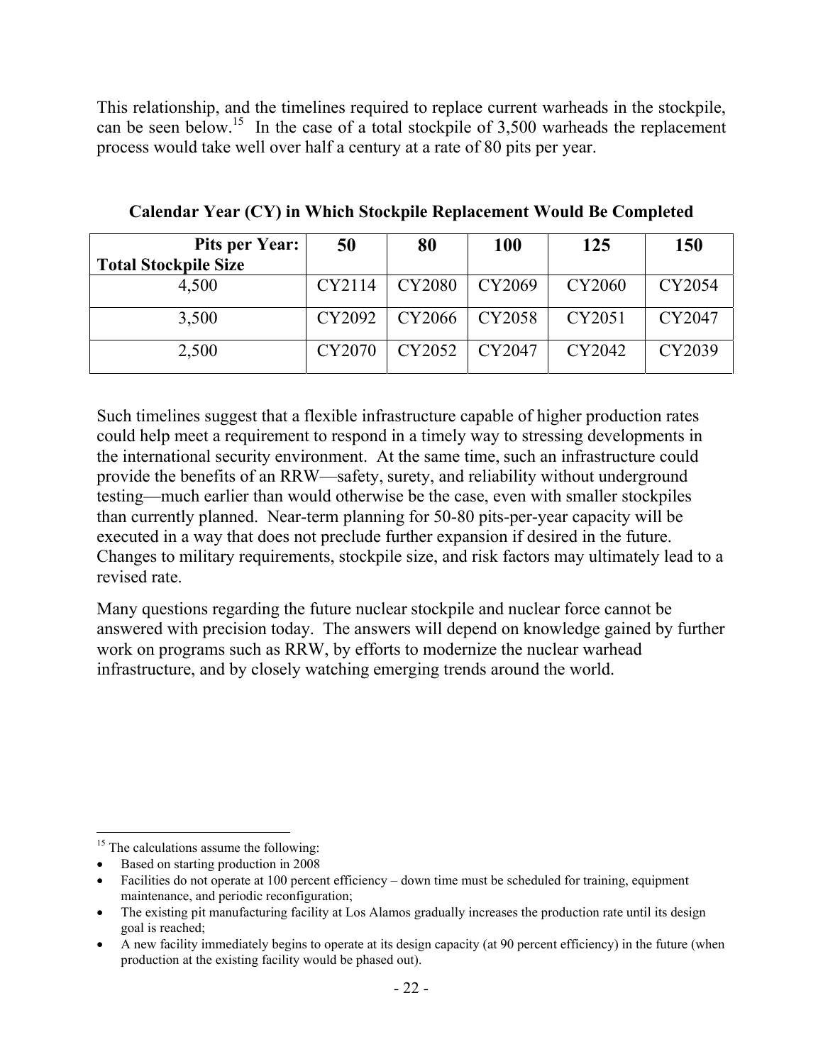This relationship, and the timelines required to replace current warheads in the stockpile, can be seen below.[15] In the case of a total stockpile of 3,500 warheads the replacement process would take well over half a century at a rate of 80 pits per year.

**Calendar Year (CY) in Which Stockpile Replacement Would Be Completed**

| Pits per Year: / Total Stockpile Size | 50 | 80 | 100 | 125 | 150 |
|---|---|---|---|---|---|
| 4,500 | CY2114 | CY2080 | CY2069 | CY2060 | CY2054 |
| 3,500 | CY2092 | CY2066 | CY2058 | CY2051 | CY2047 |
| 2,500 | CY2070 | CY2052 | CY2047 | CY2042 | CY2039 |

Such timelines suggest that a flexible infrastructure capable of higher production rates could help meet a requirement to respond in a timely way to stressing developments in the international security environment. At the same time, such an infrastructure could provide the benefits of an RRW—safety, surety, and reliability without underground testing—much earlier than would otherwise be the case, even with smaller stockpiles than currently planned. Near-term planning for 50-80 pits-per-year capacity will be executed in a way that does not preclude further expansion if desired in the future. Changes to military requirements, stockpile size, and risk factors may ultimately lead to a revised rate.

Many questions regarding the future nuclear stockpile and nuclear force cannot be answered with precision today. The answers will depend on knowledge gained by further work on programs such as RRW, by efforts to modernize the nuclear warhead infrastructure, and by closely watching emerging trends around the world.

---

[15] The calculations assume the following:

- Based on starting production in 2008
- Facilities do not operate at 100 percent efficiency – down time must be scheduled for training, equipment maintenance, and periodic reconfiguration;
- The existing pit manufacturing facility at Los Alamos gradually increases the production rate until its design goal is reached;
- A new facility immediately begins to operate at its design capacity (at 90 percent efficiency) in the future (when production at the existing facility would be phased out).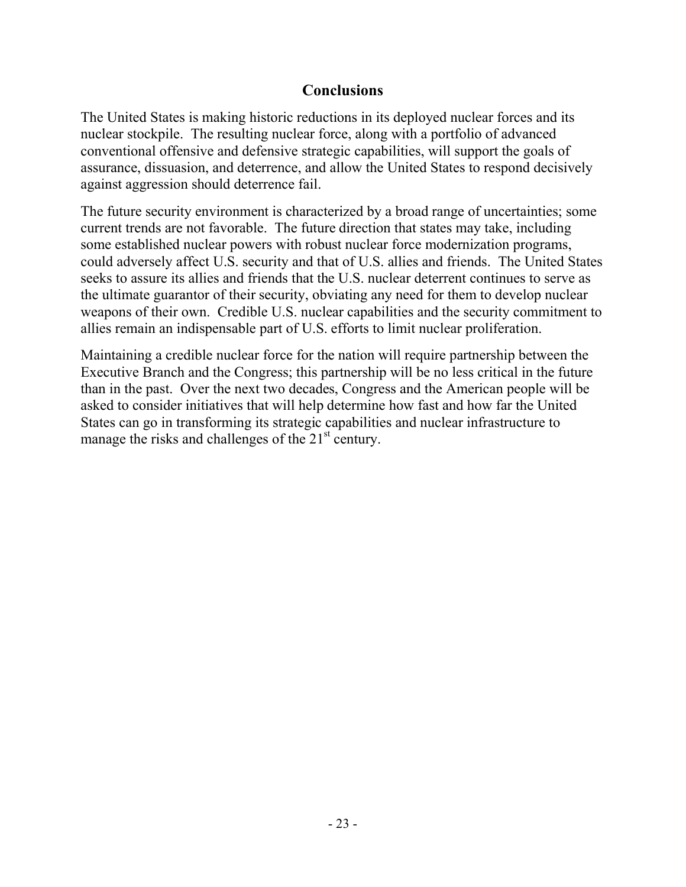## Conclusions

The United States is making historic reductions in its deployed nuclear forces and its nuclear stockpile. The resulting nuclear force, along with a portfolio of advanced conventional offensive and defensive strategic capabilities, will support the goals of assurance, dissuasion, and deterrence, and allow the United States to respond decisively against aggression should deterrence fail.

The future security environment is characterized by a broad range of uncertainties; some current trends are not favorable. The future direction that states may take, including some established nuclear powers with robust nuclear force modernization programs, could adversely affect U.S. security and that of U.S. allies and friends. The United States seeks to assure its allies and friends that the U.S. nuclear deterrent continues to serve as the ultimate guarantor of their security, obviating any need for them to develop nuclear weapons of their own. Credible U.S. nuclear capabilities and the security commitment to allies remain an indispensable part of U.S. efforts to limit nuclear proliferation.

Maintaining a credible nuclear force for the nation will require partnership between the Executive Branch and the Congress; this partnership will be no less critical in the future than in the past. Over the next two decades, Congress and the American people will be asked to consider initiatives that will help determine how fast and how far the United States can go in transforming its strategic capabilities and nuclear infrastructure to manage the risks and challenges of the 21st century.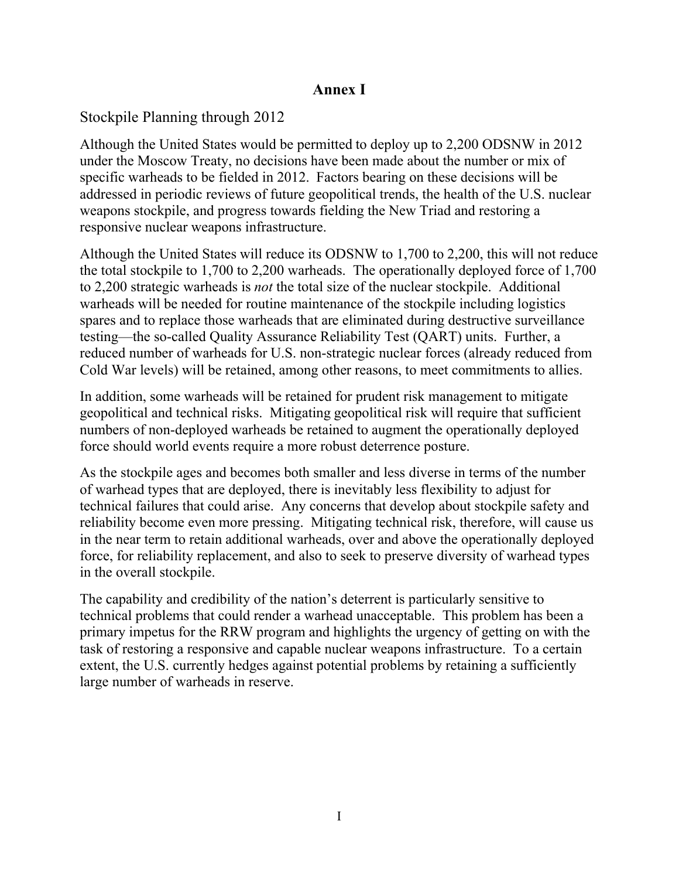## Annex I

### Stockpile Planning through 2012

Although the United States would be permitted to deploy up to 2,200 ODSNW in 2012 under the Moscow Treaty, no decisions have been made about the number or mix of specific warheads to be fielded in 2012. Factors bearing on these decisions will be addressed in periodic reviews of future geopolitical trends, the health of the U.S. nuclear weapons stockpile, and progress towards fielding the New Triad and restoring a responsive nuclear weapons infrastructure.

Although the United States will reduce its ODSNW to 1,700 to 2,200, this will not reduce the total stockpile to 1,700 to 2,200 warheads. The operationally deployed force of 1,700 to 2,200 strategic warheads is *not* the total size of the nuclear stockpile. Additional warheads will be needed for routine maintenance of the stockpile including logistics spares and to replace those warheads that are eliminated during destructive surveillance testing—the so-called Quality Assurance Reliability Test (QART) units. Further, a reduced number of warheads for U.S. non-strategic nuclear forces (already reduced from Cold War levels) will be retained, among other reasons, to meet commitments to allies.

In addition, some warheads will be retained for prudent risk management to mitigate geopolitical and technical risks. Mitigating geopolitical risk will require that sufficient numbers of non-deployed warheads be retained to augment the operationally deployed force should world events require a more robust deterrence posture.

As the stockpile ages and becomes both smaller and less diverse in terms of the number of warhead types that are deployed, there is inevitably less flexibility to adjust for technical failures that could arise. Any concerns that develop about stockpile safety and reliability become even more pressing. Mitigating technical risk, therefore, will cause us in the near term to retain additional warheads, over and above the operationally deployed force, for reliability replacement, and also to seek to preserve diversity of warhead types in the overall stockpile.

The capability and credibility of the nation's deterrent is particularly sensitive to technical problems that could render a warhead unacceptable. This problem has been a primary impetus for the RRW program and highlights the urgency of getting on with the task of restoring a responsive and capable nuclear weapons infrastructure. To a certain extent, the U.S. currently hedges against potential problems by retaining a sufficiently large number of warheads in reserve.